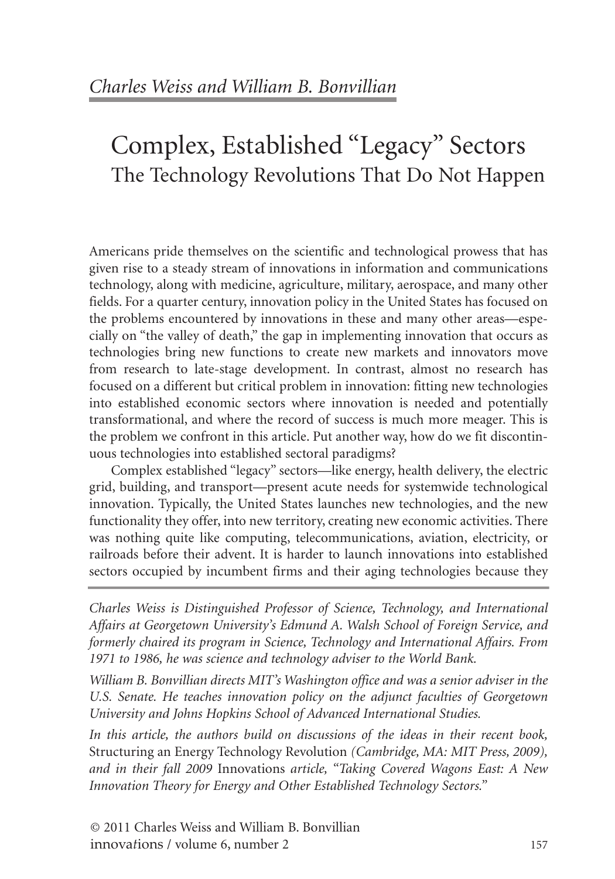*Charles Weiss and William B. Bonvillian*

# Complex, Established "Legacy" Sectors
## The Technology Revolutions That Do Not Happen

Americans pride themselves on the scientific and technological prowess that has given rise to a steady stream of innovations in information and communications technology, along with medicine, agriculture, military, aerospace, and many other fields. For a quarter century, innovation policy in the United States has focused on the problems encountered by innovations in these and many other areas—especially on "the valley of death," the gap in implementing innovation that occurs as technologies bring new functions to create new markets and innovators move from research to late-stage development. In contrast, almost no research has focused on a different but critical problem in innovation: fitting new technologies into established economic sectors where innovation is needed and potentially transformational, and where the record of success is much more meager. This is the problem we confront in this article. Put another way, how do we fit discontinuous technologies into established sectoral paradigms?

Complex established "legacy" sectors—like energy, health delivery, the electric grid, building, and transport—present acute needs for systemwide technological innovation. Typically, the United States launches new technologies, and the new functionality they offer, into new territory, creating new economic activities. There was nothing quite like computing, telecommunications, aviation, electricity, or railroads before their advent. It is harder to launch innovations into established sectors occupied by incumbent firms and their aging technologies because they

*Charles Weiss is Distinguished Professor of Science, Technology, and International Affairs at Georgetown University's Edmund A. Walsh School of Foreign Service, and formerly chaired its program in Science, Technology and International Affairs. From 1971 to 1986, he was science and technology adviser to the World Bank.*

*William B. Bonvillian directs MIT's Washington office and was a senior adviser in the U.S. Senate. He teaches innovation policy on the adjunct faculties of Georgetown University and Johns Hopkins School of Advanced International Studies.*

*In this article, the authors build on discussions of the ideas in their recent book,* Structuring an Energy Technology Revolution *(Cambridge, MA: MIT Press, 2009), and in their fall 2009* Innovations *article, "Taking Covered Wagons East: A New Innovation Theory for Energy and Other Established Technology Sectors."*

© 2011 Charles Weiss and William B. Bonvillian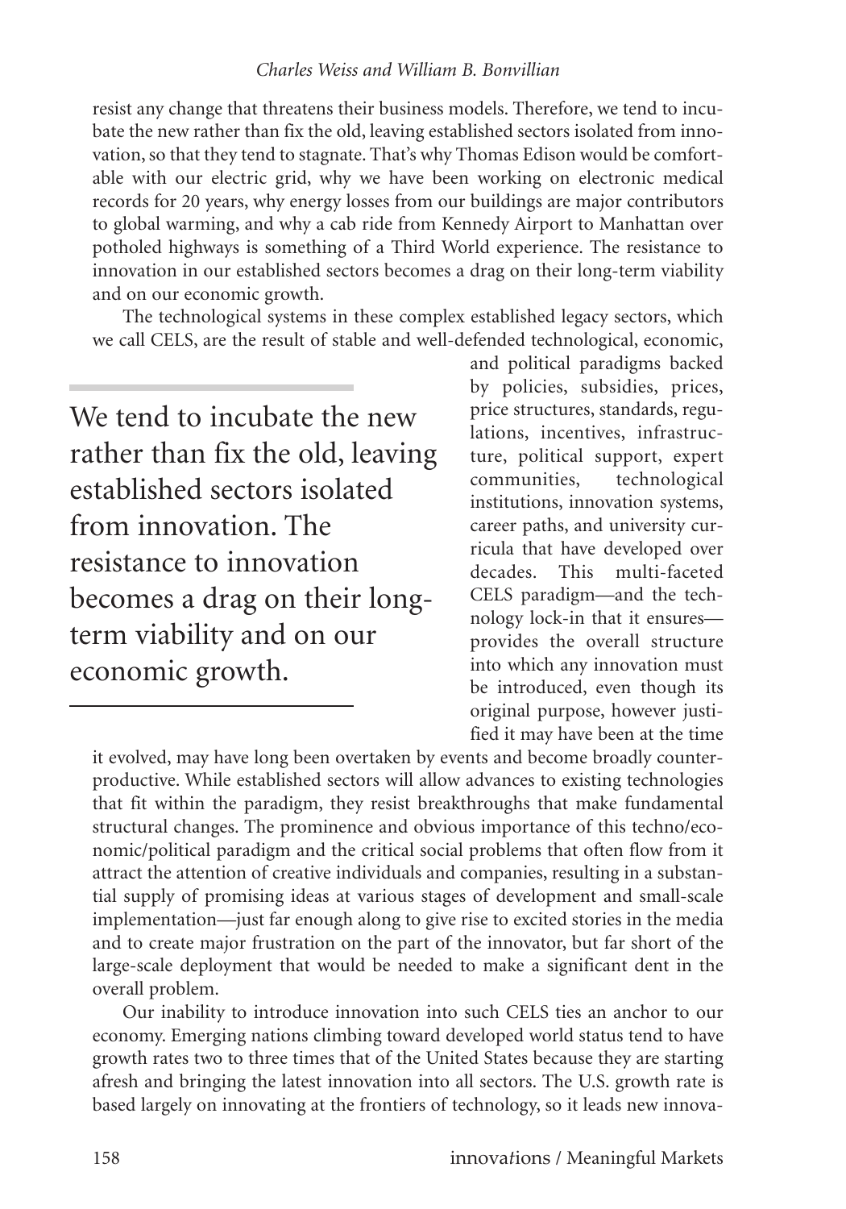resist any change that threatens their business models. Therefore, we tend to incubate the new rather than fix the old, leaving established sectors isolated from innovation, so that they tend to stagnate. That's why Thomas Edison would be comfortable with our electric grid, why we have been working on electronic medical records for 20 years, why energy losses from our buildings are major contributors to global warming, and why a cab ride from Kennedy Airport to Manhattan over potholed highways is something of a Third World experience. The resistance to innovation in our established sectors becomes a drag on their long-term viability and on our economic growth.

The technological systems in these complex established legacy sectors, which we call CELS, are the result of stable and well-defended technological, economic, and political paradigms backed by policies, subsidies, prices, price structures, standards, regulations, incentives, infrastructure, political support, expert communities, technological institutions, innovation systems, career paths, and university curricula that have developed over decades. This multi-faceted CELS paradigm—and the technology lock-in that it ensures—provides the overall structure into which any innovation must be introduced, even though its original purpose, however justified it may have been at the time it evolved, may have long been overtaken by events and become broadly counterproductive. While established sectors will allow advances to existing technologies that fit within the paradigm, they resist breakthroughs that make fundamental structural changes. The prominence and obvious importance of this techno/economic/political paradigm and the critical social problems that often flow from it attract the attention of creative individuals and companies, resulting in a substantial supply of promising ideas at various stages of development and small-scale implementation—just far enough along to give rise to excited stories in the media and to create major frustration on the part of the innovator, but far short of the large-scale deployment that would be needed to make a significant dent in the overall problem.

> We tend to incubate the new rather than fix the old, leaving established sectors isolated from innovation. The resistance to innovation becomes a drag on their long-term viability and on our economic growth.

Our inability to introduce innovation into such CELS ties an anchor to our economy. Emerging nations climbing toward developed world status tend to have growth rates two to three times that of the United States because they are starting afresh and bringing the latest innovation into all sectors. The U.S. growth rate is based largely on innovating at the frontiers of technology, so it leads new innova-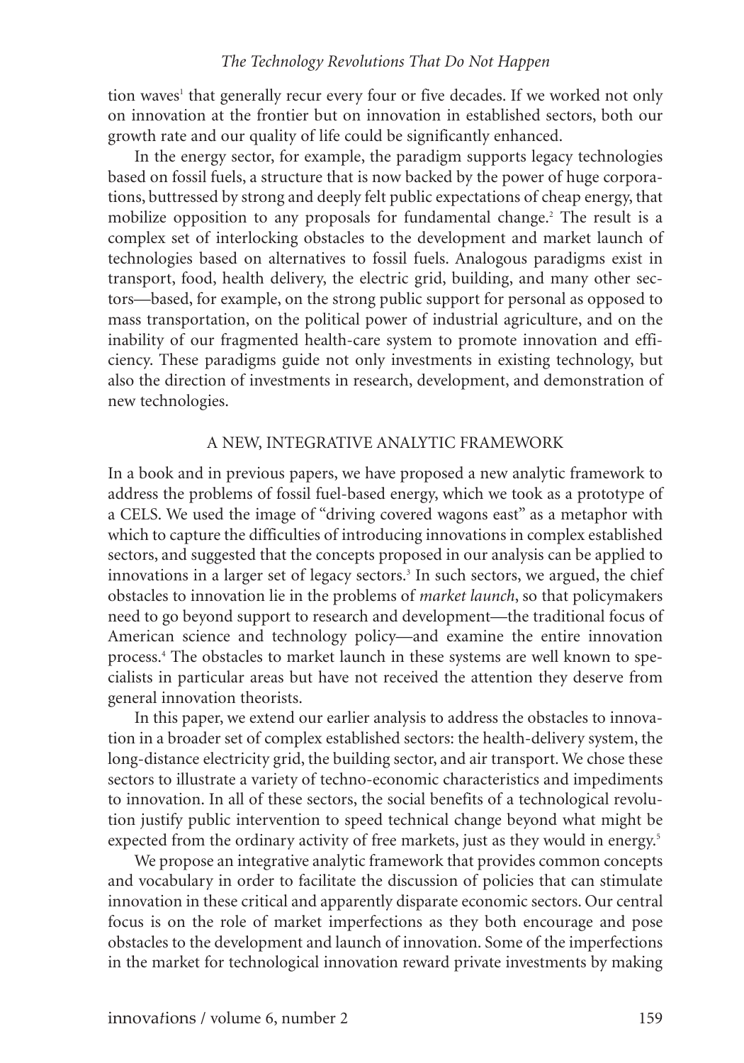tion waves[1] that generally recur every four or five decades. If we worked not only on innovation at the frontier but on innovation in established sectors, both our growth rate and our quality of life could be significantly enhanced.

In the energy sector, for example, the paradigm supports legacy technologies based on fossil fuels, a structure that is now backed by the power of huge corporations, buttressed by strong and deeply felt public expectations of cheap energy, that mobilize opposition to any proposals for fundamental change.[2] The result is a complex set of interlocking obstacles to the development and market launch of technologies based on alternatives to fossil fuels. Analogous paradigms exist in transport, food, health delivery, the electric grid, building, and many other sectors—based, for example, on the strong public support for personal as opposed to mass transportation, on the political power of industrial agriculture, and on the inability of our fragmented health-care system to promote innovation and efficiency. These paradigms guide not only investments in existing technology, but also the direction of investments in research, development, and demonstration of new technologies.

## A NEW, INTEGRATIVE ANALYTIC FRAMEWORK

In a book and in previous papers, we have proposed a new analytic framework to address the problems of fossil fuel-based energy, which we took as a prototype of a CELS. We used the image of "driving covered wagons east" as a metaphor with which to capture the difficulties of introducing innovations in complex established sectors, and suggested that the concepts proposed in our analysis can be applied to innovations in a larger set of legacy sectors.[3] In such sectors, we argued, the chief obstacles to innovation lie in the problems of *market launch*, so that policymakers need to go beyond support to research and development—the traditional focus of American science and technology policy—and examine the entire innovation process.[4] The obstacles to market launch in these systems are well known to specialists in particular areas but have not received the attention they deserve from general innovation theorists.

In this paper, we extend our earlier analysis to address the obstacles to innovation in a broader set of complex established sectors: the health-delivery system, the long-distance electricity grid, the building sector, and air transport. We chose these sectors to illustrate a variety of techno-economic characteristics and impediments to innovation. In all of these sectors, the social benefits of a technological revolution justify public intervention to speed technical change beyond what might be expected from the ordinary activity of free markets, just as they would in energy.[5]

We propose an integrative analytic framework that provides common concepts and vocabulary in order to facilitate the discussion of policies that can stimulate innovation in these critical and apparently disparate economic sectors. Our central focus is on the role of market imperfections as they both encourage and pose obstacles to the development and launch of innovation. Some of the imperfections in the market for technological innovation reward private investments by making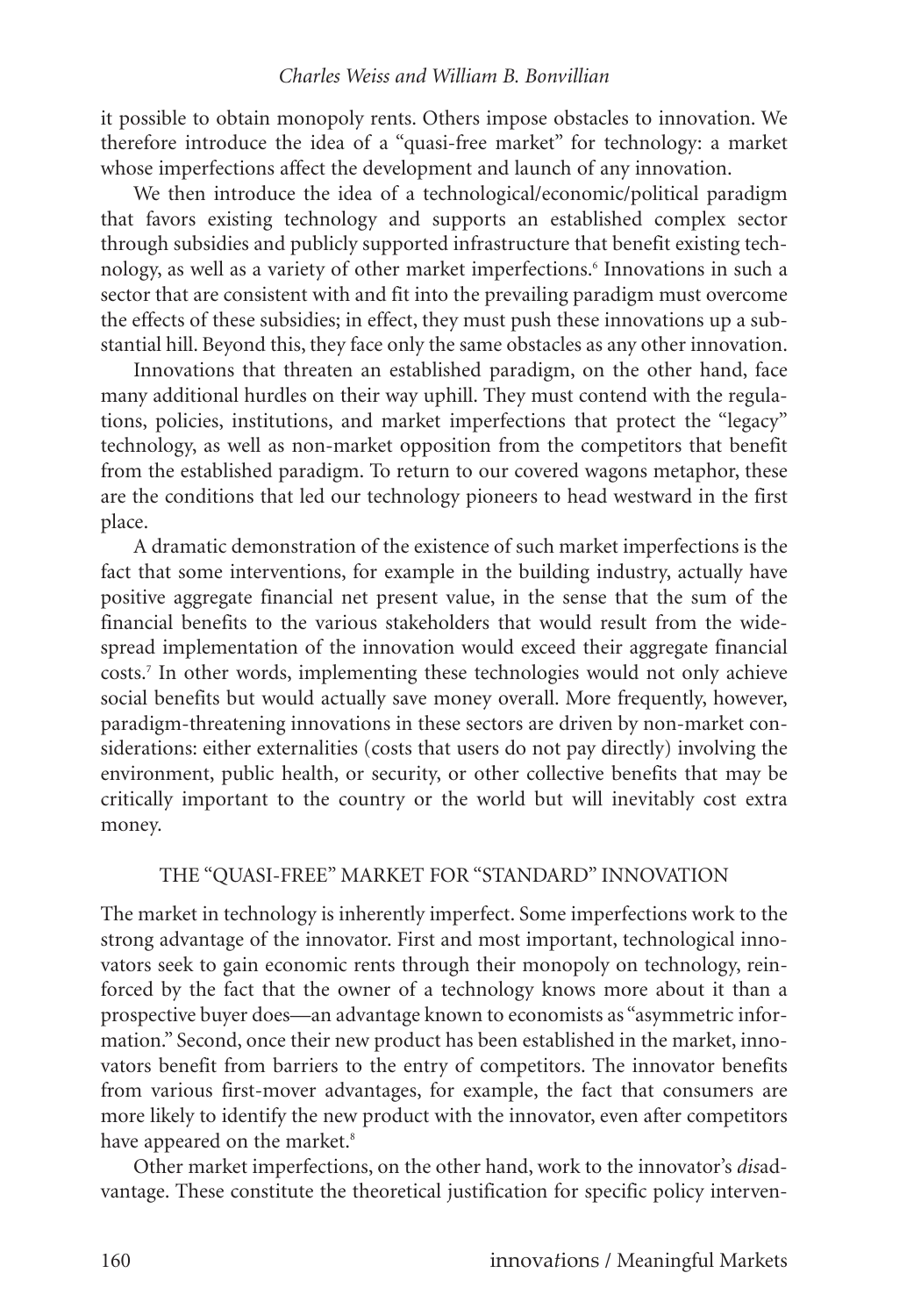it possible to obtain monopoly rents. Others impose obstacles to innovation. We therefore introduce the idea of a "quasi-free market" for technology: a market whose imperfections affect the development and launch of any innovation.

We then introduce the idea of a technological/economic/political paradigm that favors existing technology and supports an established complex sector through subsidies and publicly supported infrastructure that benefit existing technology, as well as a variety of other market imperfections.[6] Innovations in such a sector that are consistent with and fit into the prevailing paradigm must overcome the effects of these subsidies; in effect, they must push these innovations up a substantial hill. Beyond this, they face only the same obstacles as any other innovation.

Innovations that threaten an established paradigm, on the other hand, face many additional hurdles on their way uphill. They must contend with the regulations, policies, institutions, and market imperfections that protect the "legacy" technology, as well as non-market opposition from the competitors that benefit from the established paradigm. To return to our covered wagons metaphor, these are the conditions that led our technology pioneers to head westward in the first place.

A dramatic demonstration of the existence of such market imperfections is the fact that some interventions, for example in the building industry, actually have positive aggregate financial net present value, in the sense that the sum of the financial benefits to the various stakeholders that would result from the widespread implementation of the innovation would exceed their aggregate financial costs.[7] In other words, implementing these technologies would not only achieve social benefits but would actually save money overall. More frequently, however, paradigm-threatening innovations in these sectors are driven by non-market considerations: either externalities (costs that users do not pay directly) involving the environment, public health, or security, or other collective benefits that may be critically important to the country or the world but will inevitably cost extra money.

## THE "QUASI-FREE" MARKET FOR "STANDARD" INNOVATION

The market in technology is inherently imperfect. Some imperfections work to the strong advantage of the innovator. First and most important, technological innovators seek to gain economic rents through their monopoly on technology, reinforced by the fact that the owner of a technology knows more about it than a prospective buyer does—an advantage known to economists as "asymmetric information." Second, once their new product has been established in the market, innovators benefit from barriers to the entry of competitors. The innovator benefits from various first-mover advantages, for example, the fact that consumers are more likely to identify the new product with the innovator, even after competitors have appeared on the market.[8]

Other market imperfections, on the other hand, work to the innovator's *dis*advantage. These constitute the theoretical justification for specific policy interven-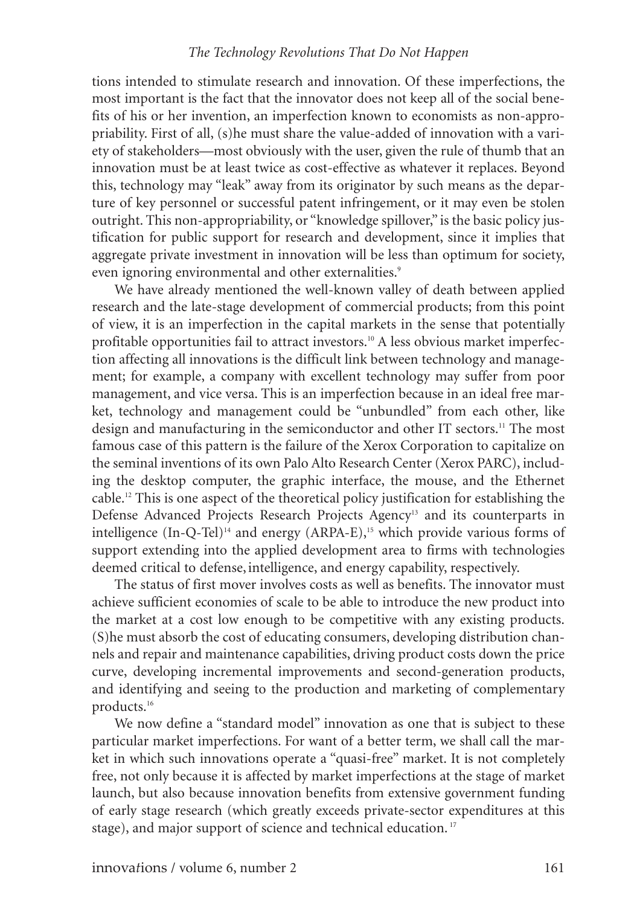tions intended to stimulate research and innovation. Of these imperfections, the most important is the fact that the innovator does not keep all of the social benefits of his or her invention, an imperfection known to economists as non-appropriability. First of all, (s)he must share the value-added of innovation with a variety of stakeholders—most obviously with the user, given the rule of thumb that an innovation must be at least twice as cost-effective as whatever it replaces. Beyond this, technology may "leak" away from its originator by such means as the departure of key personnel or successful patent infringement, or it may even be stolen outright. This non-appropriability, or "knowledge spillover," is the basic policy justification for public support for research and development, since it implies that aggregate private investment in innovation will be less than optimum for society, even ignoring environmental and other externalities.[9]

We have already mentioned the well-known valley of death between applied research and the late-stage development of commercial products; from this point of view, it is an imperfection in the capital markets in the sense that potentially profitable opportunities fail to attract investors.[10] A less obvious market imperfection affecting all innovations is the difficult link between technology and management; for example, a company with excellent technology may suffer from poor management, and vice versa. This is an imperfection because in an ideal free market, technology and management could be "unbundled" from each other, like design and manufacturing in the semiconductor and other IT sectors.[11] The most famous case of this pattern is the failure of the Xerox Corporation to capitalize on the seminal inventions of its own Palo Alto Research Center (Xerox PARC), including the desktop computer, the graphic interface, the mouse, and the Ethernet cable.[12] This is one aspect of the theoretical policy justification for establishing the Defense Advanced Projects Research Projects Agency[13] and its counterparts in intelligence (In-Q-Tel)[14] and energy (ARPA-E),[15] which provide various forms of support extending into the applied development area to firms with technologies deemed critical to defense, intelligence, and energy capability, respectively.

The status of first mover involves costs as well as benefits. The innovator must achieve sufficient economies of scale to be able to introduce the new product into the market at a cost low enough to be competitive with any existing products. (S)he must absorb the cost of educating consumers, developing distribution channels and repair and maintenance capabilities, driving product costs down the price curve, developing incremental improvements and second-generation products, and identifying and seeing to the production and marketing of complementary products.[16]

We now define a "standard model" innovation as one that is subject to these particular market imperfections. For want of a better term, we shall call the market in which such innovations operate a "quasi-free" market. It is not completely free, not only because it is affected by market imperfections at the stage of market launch, but also because innovation benefits from extensive government funding of early stage research (which greatly exceeds private-sector expenditures at this stage), and major support of science and technical education.[17]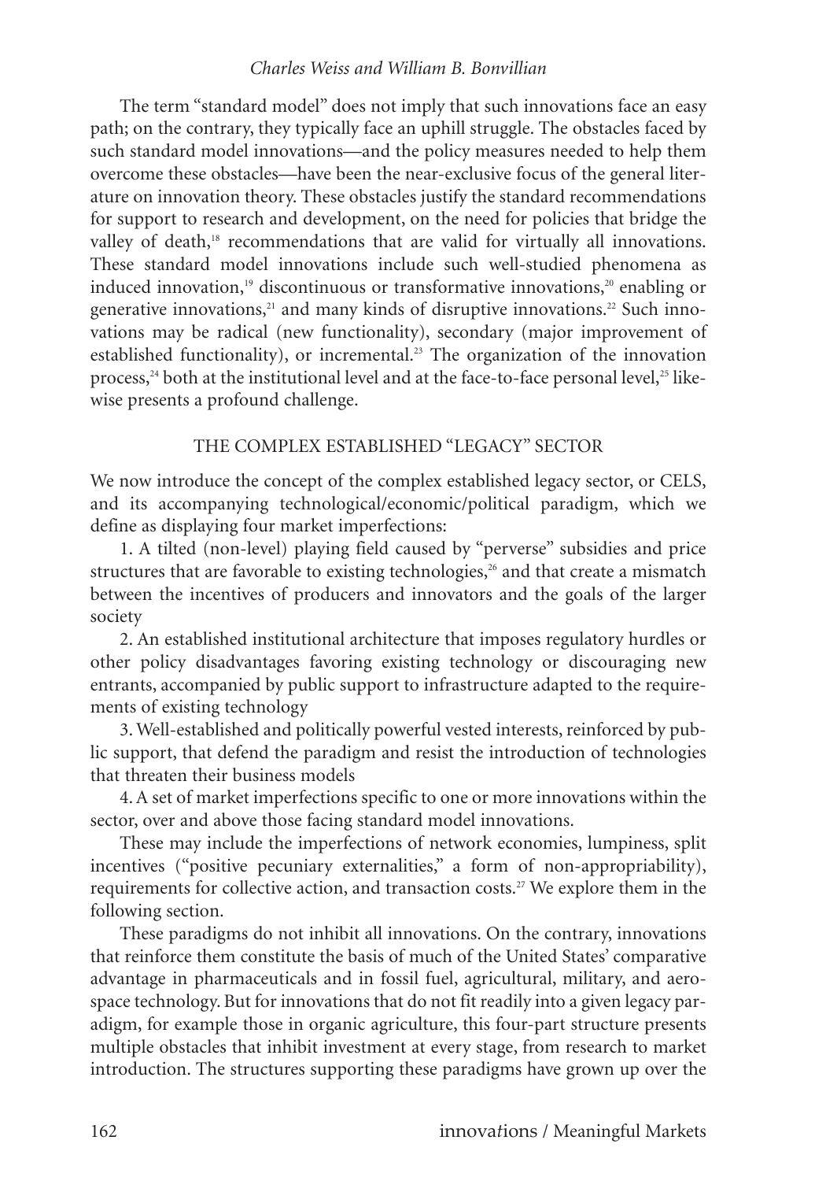The term "standard model" does not imply that such innovations face an easy path; on the contrary, they typically face an uphill struggle. The obstacles faced by such standard model innovations—and the policy measures needed to help them overcome these obstacles—have been the near-exclusive focus of the general literature on innovation theory. These obstacles justify the standard recommendations for support to research and development, on the need for policies that bridge the valley of death,[18] recommendations that are valid for virtually all innovations. These standard model innovations include such well-studied phenomena as induced innovation,[19] discontinuous or transformative innovations,[20] enabling or generative innovations,[21] and many kinds of disruptive innovations.[22] Such innovations may be radical (new functionality), secondary (major improvement of established functionality), or incremental.[23] The organization of the innovation process,[24] both at the institutional level and at the face-to-face personal level,[25] likewise presents a profound challenge.

## THE COMPLEX ESTABLISHED "LEGACY" SECTOR

We now introduce the concept of the complex established legacy sector, or CELS, and its accompanying technological/economic/political paradigm, which we define as displaying four market imperfections:

1. A tilted (non-level) playing field caused by "perverse" subsidies and price structures that are favorable to existing technologies,[26] and that create a mismatch between the incentives of producers and innovators and the goals of the larger society

2. An established institutional architecture that imposes regulatory hurdles or other policy disadvantages favoring existing technology or discouraging new entrants, accompanied by public support to infrastructure adapted to the requirements of existing technology

3. Well-established and politically powerful vested interests, reinforced by public support, that defend the paradigm and resist the introduction of technologies that threaten their business models

4. A set of market imperfections specific to one or more innovations within the sector, over and above those facing standard model innovations.

These may include the imperfections of network economies, lumpiness, split incentives ("positive pecuniary externalities," a form of non-appropriability), requirements for collective action, and transaction costs.[27] We explore them in the following section.

These paradigms do not inhibit all innovations. On the contrary, innovations that reinforce them constitute the basis of much of the United States' comparative advantage in pharmaceuticals and in fossil fuel, agricultural, military, and aerospace technology. But for innovations that do not fit readily into a given legacy paradigm, for example those in organic agriculture, this four-part structure presents multiple obstacles that inhibit investment at every stage, from research to market introduction. The structures supporting these paradigms have grown up over the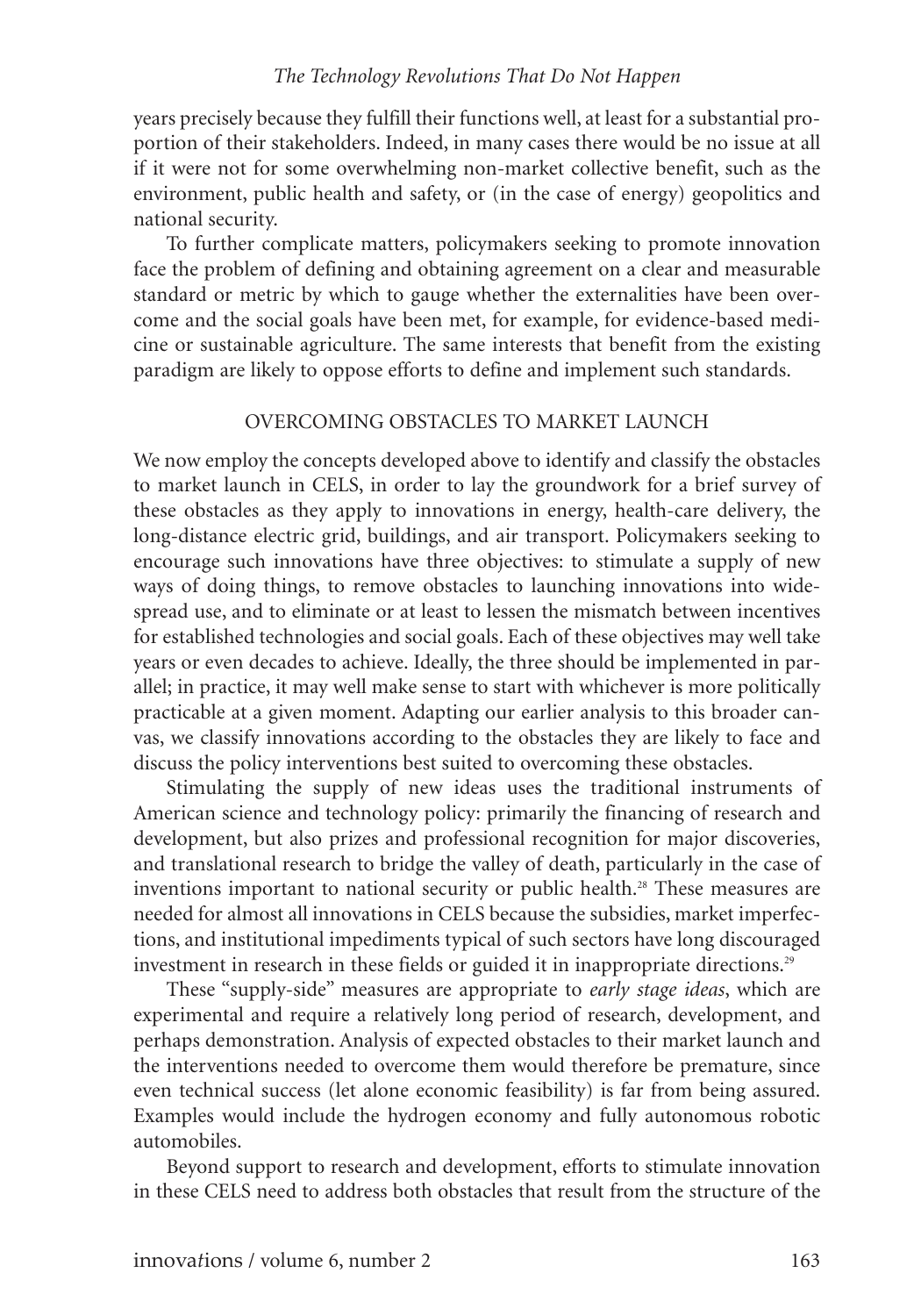years precisely because they fulfill their functions well, at least for a substantial proportion of their stakeholders. Indeed, in many cases there would be no issue at all if it were not for some overwhelming non-market collective benefit, such as the environment, public health and safety, or (in the case of energy) geopolitics and national security.

To further complicate matters, policymakers seeking to promote innovation face the problem of defining and obtaining agreement on a clear and measurable standard or metric by which to gauge whether the externalities have been overcome and the social goals have been met, for example, for evidence-based medicine or sustainable agriculture. The same interests that benefit from the existing paradigm are likely to oppose efforts to define and implement such standards.

## OVERCOMING OBSTACLES TO MARKET LAUNCH

We now employ the concepts developed above to identify and classify the obstacles to market launch in CELS, in order to lay the groundwork for a brief survey of these obstacles as they apply to innovations in energy, health-care delivery, the long-distance electric grid, buildings, and air transport. Policymakers seeking to encourage such innovations have three objectives: to stimulate a supply of new ways of doing things, to remove obstacles to launching innovations into widespread use, and to eliminate or at least to lessen the mismatch between incentives for established technologies and social goals. Each of these objectives may well take years or even decades to achieve. Ideally, the three should be implemented in parallel; in practice, it may well make sense to start with whichever is more politically practicable at a given moment. Adapting our earlier analysis to this broader canvas, we classify innovations according to the obstacles they are likely to face and discuss the policy interventions best suited to overcoming these obstacles.

Stimulating the supply of new ideas uses the traditional instruments of American science and technology policy: primarily the financing of research and development, but also prizes and professional recognition for major discoveries, and translational research to bridge the valley of death, particularly in the case of inventions important to national security or public health.[28] These measures are needed for almost all innovations in CELS because the subsidies, market imperfections, and institutional impediments typical of such sectors have long discouraged investment in research in these fields or guided it in inappropriate directions.[29]

These "supply-side" measures are appropriate to *early stage ideas*, which are experimental and require a relatively long period of research, development, and perhaps demonstration. Analysis of expected obstacles to their market launch and the interventions needed to overcome them would therefore be premature, since even technical success (let alone economic feasibility) is far from being assured. Examples would include the hydrogen economy and fully autonomous robotic automobiles.

Beyond support to research and development, efforts to stimulate innovation in these CELS need to address both obstacles that result from the structure of the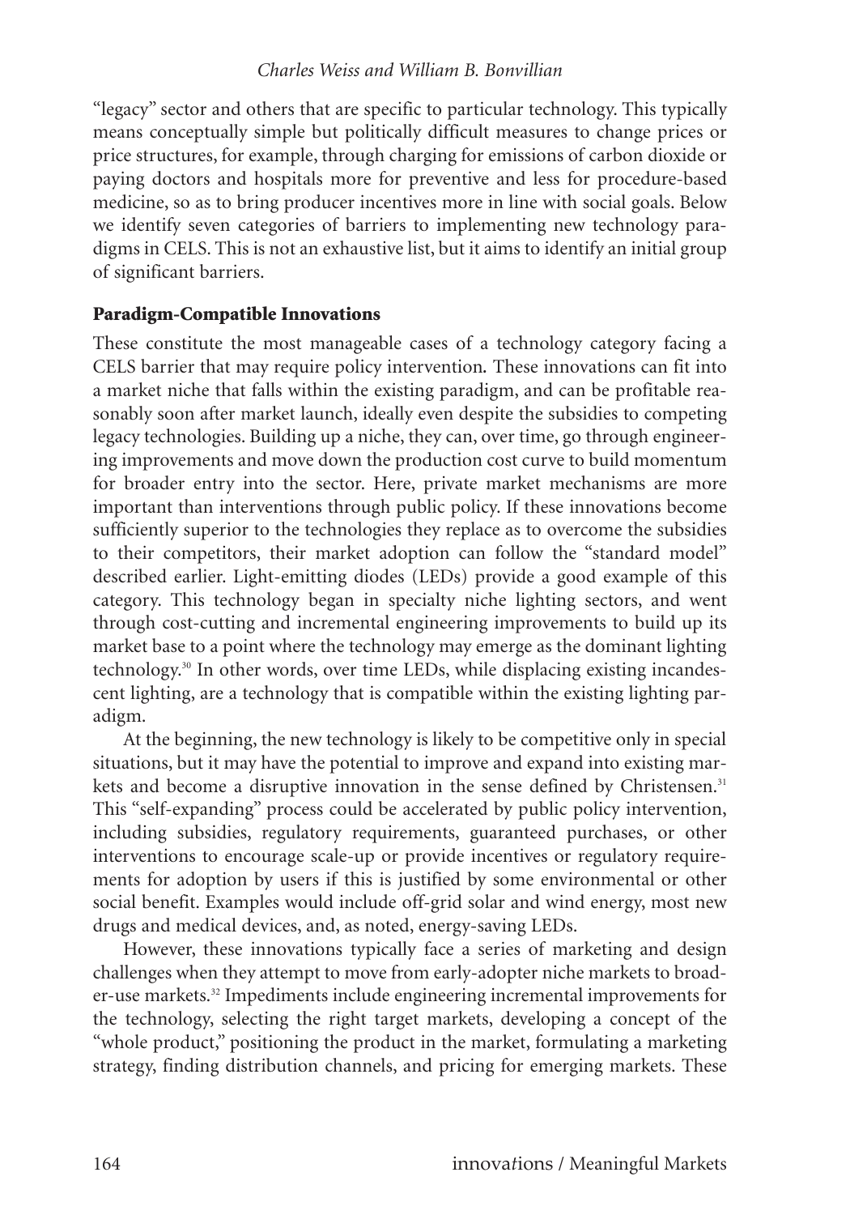"legacy" sector and others that are specific to particular technology. This typically means conceptually simple but politically difficult measures to change prices or price structures, for example, through charging for emissions of carbon dioxide or paying doctors and hospitals more for preventive and less for procedure-based medicine, so as to bring producer incentives more in line with social goals. Below we identify seven categories of barriers to implementing new technology paradigms in CELS. This is not an exhaustive list, but it aims to identify an initial group of significant barriers.

### Paradigm-Compatible Innovations

These constitute the most manageable cases of a technology category facing a CELS barrier that may require policy intervention. These innovations can fit into a market niche that falls within the existing paradigm, and can be profitable reasonably soon after market launch, ideally even despite the subsidies to competing legacy technologies. Building up a niche, they can, over time, go through engineering improvements and move down the production cost curve to build momentum for broader entry into the sector. Here, private market mechanisms are more important than interventions through public policy. If these innovations become sufficiently superior to the technologies they replace as to overcome the subsidies to their competitors, their market adoption can follow the "standard model" described earlier. Light-emitting diodes (LEDs) provide a good example of this category. This technology began in specialty niche lighting sectors, and went through cost-cutting and incremental engineering improvements to build up its market base to a point where the technology may emerge as the dominant lighting technology.[30] In other words, over time LEDs, while displacing existing incandescent lighting, are a technology that is compatible within the existing lighting paradigm.

At the beginning, the new technology is likely to be competitive only in special situations, but it may have the potential to improve and expand into existing markets and become a disruptive innovation in the sense defined by Christensen.[31] This "self-expanding" process could be accelerated by public policy intervention, including subsidies, regulatory requirements, guaranteed purchases, or other interventions to encourage scale-up or provide incentives or regulatory requirements for adoption by users if this is justified by some environmental or other social benefit. Examples would include off-grid solar and wind energy, most new drugs and medical devices, and, as noted, energy-saving LEDs.

However, these innovations typically face a series of marketing and design challenges when they attempt to move from early-adopter niche markets to broader-use markets.[32] Impediments include engineering incremental improvements for the technology, selecting the right target markets, developing a concept of the "whole product," positioning the product in the market, formulating a marketing strategy, finding distribution channels, and pricing for emerging markets. These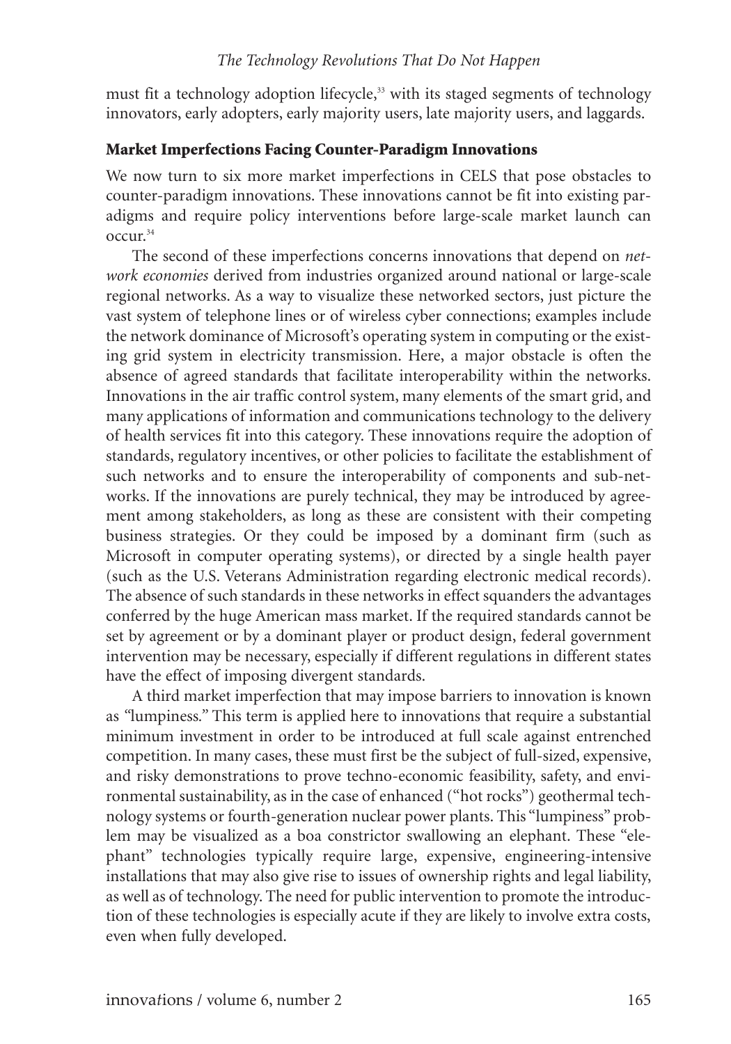must fit a technology adoption lifecycle,[33] with its staged segments of technology innovators, early adopters, early majority users, late majority users, and laggards.

## Market Imperfections Facing Counter-Paradigm Innovations

We now turn to six more market imperfections in CELS that pose obstacles to counter-paradigm innovations. These innovations cannot be fit into existing paradigms and require policy interventions before large-scale market launch can occur.[34]

The second of these imperfections concerns innovations that depend on *network economies* derived from industries organized around national or large-scale regional networks. As a way to visualize these networked sectors, just picture the vast system of telephone lines or of wireless cyber connections; examples include the network dominance of Microsoft's operating system in computing or the existing grid system in electricity transmission. Here, a major obstacle is often the absence of agreed standards that facilitate interoperability within the networks. Innovations in the air traffic control system, many elements of the smart grid, and many applications of information and communications technology to the delivery of health services fit into this category. These innovations require the adoption of standards, regulatory incentives, or other policies to facilitate the establishment of such networks and to ensure the interoperability of components and sub-networks. If the innovations are purely technical, they may be introduced by agreement among stakeholders, as long as these are consistent with their competing business strategies. Or they could be imposed by a dominant firm (such as Microsoft in computer operating systems), or directed by a single health payer (such as the U.S. Veterans Administration regarding electronic medical records). The absence of such standards in these networks in effect squanders the advantages conferred by the huge American mass market. If the required standards cannot be set by agreement or by a dominant player or product design, federal government intervention may be necessary, especially if different regulations in different states have the effect of imposing divergent standards.

A third market imperfection that may impose barriers to innovation is known as "lumpiness." This term is applied here to innovations that require a substantial minimum investment in order to be introduced at full scale against entrenched competition. In many cases, these must first be the subject of full-sized, expensive, and risky demonstrations to prove techno-economic feasibility, safety, and environmental sustainability, as in the case of enhanced ("hot rocks") geothermal technology systems or fourth-generation nuclear power plants. This "lumpiness" problem may be visualized as a boa constrictor swallowing an elephant. These "elephant" technologies typically require large, expensive, engineering-intensive installations that may also give rise to issues of ownership rights and legal liability, as well as of technology. The need for public intervention to promote the introduction of these technologies is especially acute if they are likely to involve extra costs, even when fully developed.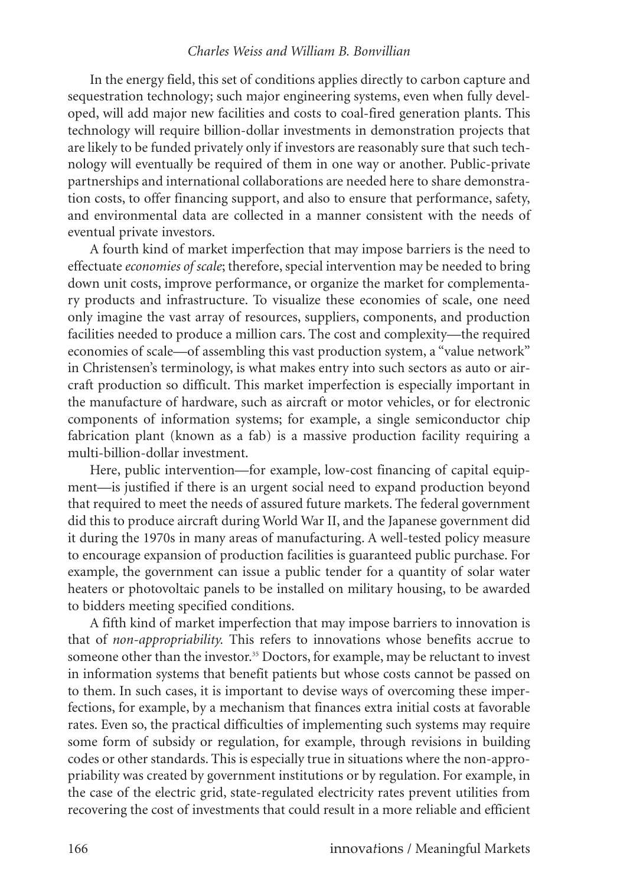In the energy field, this set of conditions applies directly to carbon capture and sequestration technology; such major engineering systems, even when fully developed, will add major new facilities and costs to coal-fired generation plants. This technology will require billion-dollar investments in demonstration projects that are likely to be funded privately only if investors are reasonably sure that such technology will eventually be required of them in one way or another. Public-private partnerships and international collaborations are needed here to share demonstration costs, to offer financing support, and also to ensure that performance, safety, and environmental data are collected in a manner consistent with the needs of eventual private investors.

A fourth kind of market imperfection that may impose barriers is the need to effectuate *economies of scale*; therefore, special intervention may be needed to bring down unit costs, improve performance, or organize the market for complementary products and infrastructure. To visualize these economies of scale, one need only imagine the vast array of resources, suppliers, components, and production facilities needed to produce a million cars. The cost and complexity—the required economies of scale—of assembling this vast production system, a "value network" in Christensen's terminology, is what makes entry into such sectors as auto or aircraft production so difficult. This market imperfection is especially important in the manufacture of hardware, such as aircraft or motor vehicles, or for electronic components of information systems; for example, a single semiconductor chip fabrication plant (known as a fab) is a massive production facility requiring a multi-billion-dollar investment.

Here, public intervention—for example, low-cost financing of capital equipment—is justified if there is an urgent social need to expand production beyond that required to meet the needs of assured future markets. The federal government did this to produce aircraft during World War II, and the Japanese government did it during the 1970s in many areas of manufacturing. A well-tested policy measure to encourage expansion of production facilities is guaranteed public purchase. For example, the government can issue a public tender for a quantity of solar water heaters or photovoltaic panels to be installed on military housing, to be awarded to bidders meeting specified conditions.

A fifth kind of market imperfection that may impose barriers to innovation is that of *non-appropriability.* This refers to innovations whose benefits accrue to someone other than the investor.[35] Doctors, for example, may be reluctant to invest in information systems that benefit patients but whose costs cannot be passed on to them. In such cases, it is important to devise ways of overcoming these imperfections, for example, by a mechanism that finances extra initial costs at favorable rates. Even so, the practical difficulties of implementing such systems may require some form of subsidy or regulation, for example, through revisions in building codes or other standards. This is especially true in situations where the non-appropriability was created by government institutions or by regulation. For example, in the case of the electric grid, state-regulated electricity rates prevent utilities from recovering the cost of investments that could result in a more reliable and efficient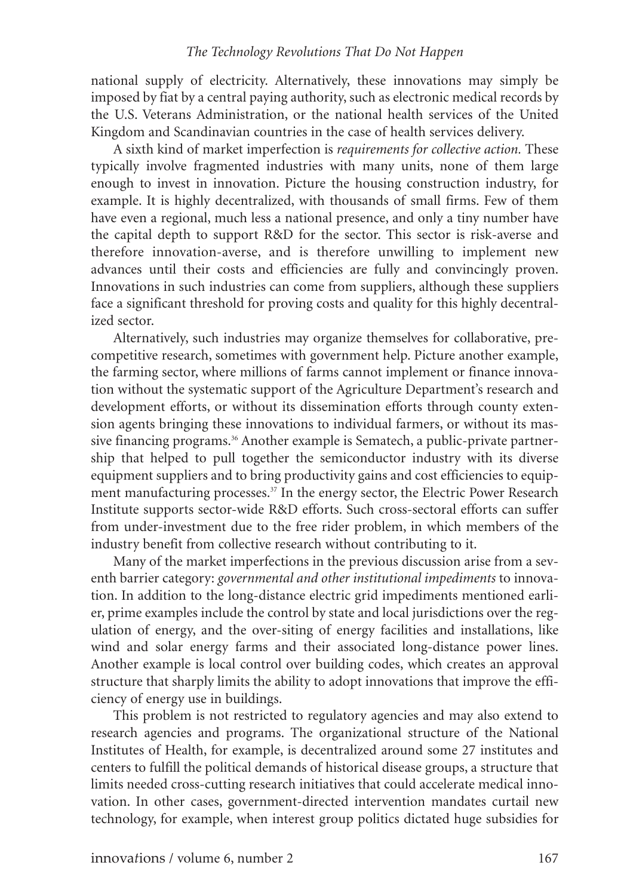national supply of electricity. Alternatively, these innovations may simply be imposed by fiat by a central paying authority, such as electronic medical records by the U.S. Veterans Administration, or the national health services of the United Kingdom and Scandinavian countries in the case of health services delivery.

A sixth kind of market imperfection is *requirements for collective action.* These typically involve fragmented industries with many units, none of them large enough to invest in innovation. Picture the housing construction industry, for example. It is highly decentralized, with thousands of small firms. Few of them have even a regional, much less a national presence, and only a tiny number have the capital depth to support R&D for the sector. This sector is risk-averse and therefore innovation-averse, and is therefore unwilling to implement new advances until their costs and efficiencies are fully and convincingly proven. Innovations in such industries can come from suppliers, although these suppliers face a significant threshold for proving costs and quality for this highly decentralized sector.

Alternatively, such industries may organize themselves for collaborative, precompetitive research, sometimes with government help. Picture another example, the farming sector, where millions of farms cannot implement or finance innovation without the systematic support of the Agriculture Department's research and development efforts, or without its dissemination efforts through county extension agents bringing these innovations to individual farmers, or without its massive financing programs.[36] Another example is Sematech, a public-private partnership that helped to pull together the semiconductor industry with its diverse equipment suppliers and to bring productivity gains and cost efficiencies to equipment manufacturing processes.[37] In the energy sector, the Electric Power Research Institute supports sector-wide R&D efforts. Such cross-sectoral efforts can suffer from under-investment due to the free rider problem, in which members of the industry benefit from collective research without contributing to it.

Many of the market imperfections in the previous discussion arise from a seventh barrier category: *governmental and other institutional impediments* to innovation. In addition to the long-distance electric grid impediments mentioned earlier, prime examples include the control by state and local jurisdictions over the regulation of energy, and the over-siting of energy facilities and installations, like wind and solar energy farms and their associated long-distance power lines. Another example is local control over building codes, which creates an approval structure that sharply limits the ability to adopt innovations that improve the efficiency of energy use in buildings.

This problem is not restricted to regulatory agencies and may also extend to research agencies and programs. The organizational structure of the National Institutes of Health, for example, is decentralized around some 27 institutes and centers to fulfill the political demands of historical disease groups, a structure that limits needed cross-cutting research initiatives that could accelerate medical innovation. In other cases, government-directed intervention mandates curtail new technology, for example, when interest group politics dictated huge subsidies for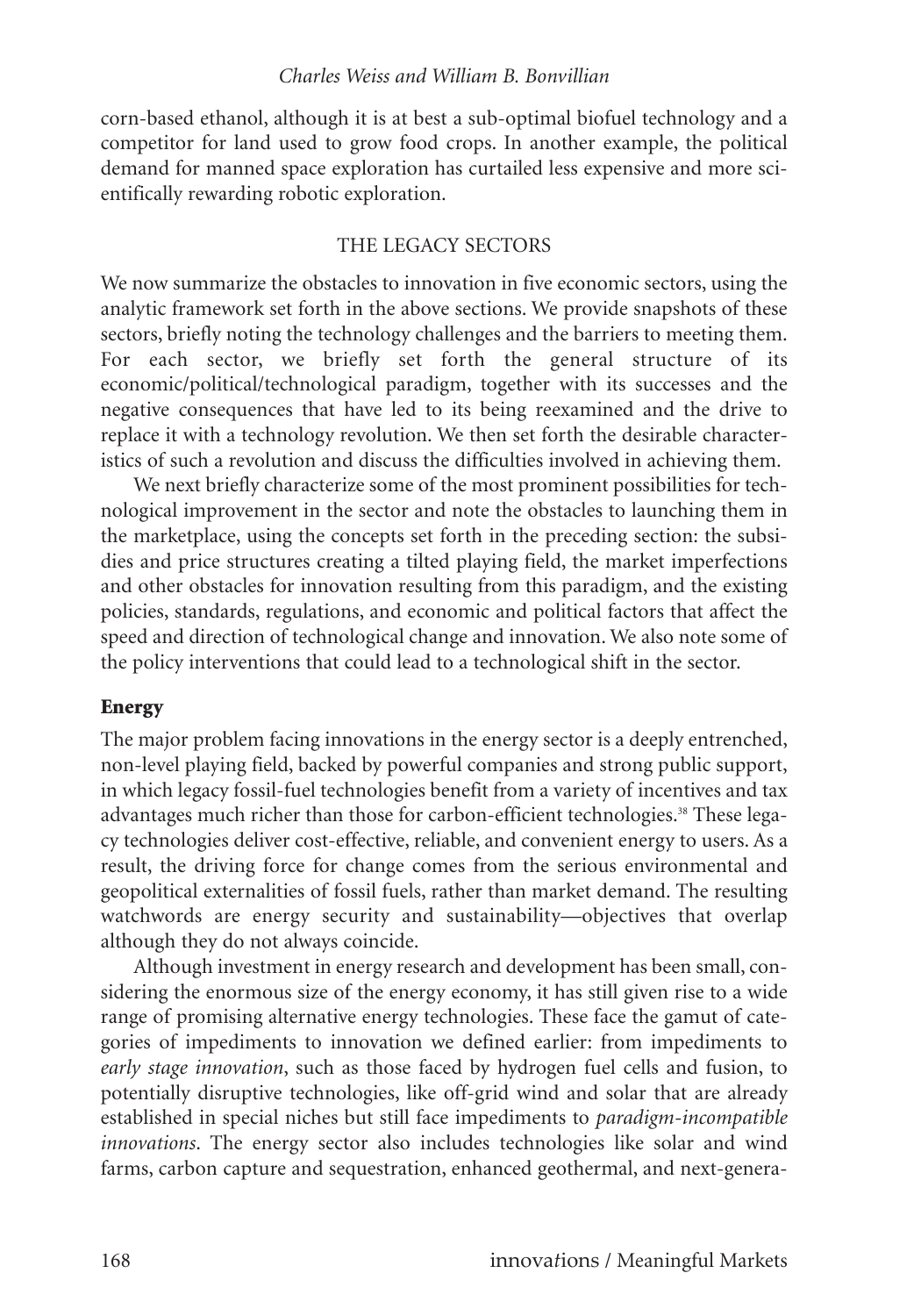corn-based ethanol, although it is at best a sub-optimal biofuel technology and a competitor for land used to grow food crops. In another example, the political demand for manned space exploration has curtailed less expensive and more scientifically rewarding robotic exploration.

## THE LEGACY SECTORS

We now summarize the obstacles to innovation in five economic sectors, using the analytic framework set forth in the above sections. We provide snapshots of these sectors, briefly noting the technology challenges and the barriers to meeting them. For each sector, we briefly set forth the general structure of its economic/political/technological paradigm, together with its successes and the negative consequences that have led to its being reexamined and the drive to replace it with a technology revolution. We then set forth the desirable characteristics of such a revolution and discuss the difficulties involved in achieving them.

We next briefly characterize some of the most prominent possibilities for technological improvement in the sector and note the obstacles to launching them in the marketplace, using the concepts set forth in the preceding section: the subsidies and price structures creating a tilted playing field, the market imperfections and other obstacles for innovation resulting from this paradigm, and the existing policies, standards, regulations, and economic and political factors that affect the speed and direction of technological change and innovation. We also note some of the policy interventions that could lead to a technological shift in the sector.

### Energy

The major problem facing innovations in the energy sector is a deeply entrenched, non-level playing field, backed by powerful companies and strong public support, in which legacy fossil-fuel technologies benefit from a variety of incentives and tax advantages much richer than those for carbon-efficient technologies.[38] These legacy technologies deliver cost-effective, reliable, and convenient energy to users. As a result, the driving force for change comes from the serious environmental and geopolitical externalities of fossil fuels, rather than market demand. The resulting watchwords are energy security and sustainability—objectives that overlap although they do not always coincide.

Although investment in energy research and development has been small, considering the enormous size of the energy economy, it has still given rise to a wide range of promising alternative energy technologies. These face the gamut of categories of impediments to innovation we defined earlier: from impediments to *early stage innovation*, such as those faced by hydrogen fuel cells and fusion, to potentially disruptive technologies, like off-grid wind and solar that are already established in special niches but still face impediments to *paradigm-incompatible innovations*. The energy sector also includes technologies like solar and wind farms, carbon capture and sequestration, enhanced geothermal, and next-genera-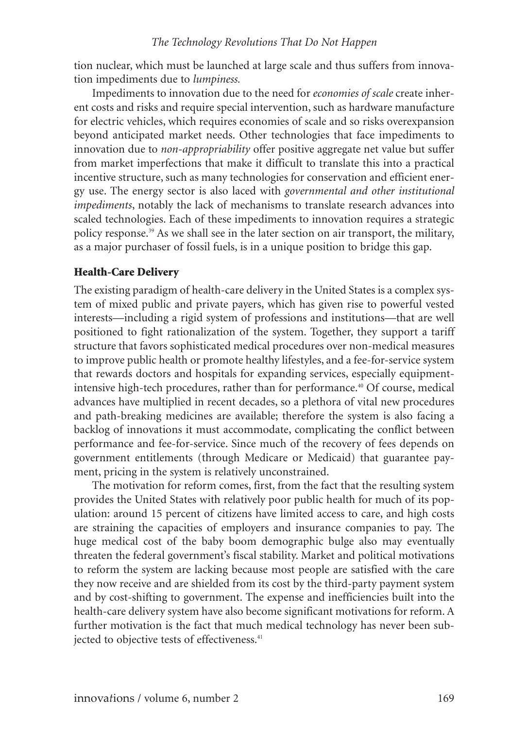tion nuclear, which must be launched at large scale and thus suffers from innovation impediments due to *lumpiness.*

Impediments to innovation due to the need for *economies of scale* create inherent costs and risks and require special intervention, such as hardware manufacture for electric vehicles, which requires economies of scale and so risks overexpansion beyond anticipated market needs. Other technologies that face impediments to innovation due to *non-appropriability* offer positive aggregate net value but suffer from market imperfections that make it difficult to translate this into a practical incentive structure, such as many technologies for conservation and efficient energy use. The energy sector is also laced with *governmental and other institutional impediments*, notably the lack of mechanisms to translate research advances into scaled technologies. Each of these impediments to innovation requires a strategic policy response.[39] As we shall see in the later section on air transport, the military, as a major purchaser of fossil fuels, is in a unique position to bridge this gap.

### Health-Care Delivery

The existing paradigm of health-care delivery in the United States is a complex system of mixed public and private payers, which has given rise to powerful vested interests—including a rigid system of professions and institutions—that are well positioned to fight rationalization of the system. Together, they support a tariff structure that favors sophisticated medical procedures over non-medical measures to improve public health or promote healthy lifestyles, and a fee-for-service system that rewards doctors and hospitals for expanding services, especially equipment-intensive high-tech procedures, rather than for performance.[40] Of course, medical advances have multiplied in recent decades, so a plethora of vital new procedures and path-breaking medicines are available; therefore the system is also facing a backlog of innovations it must accommodate, complicating the conflict between performance and fee-for-service. Since much of the recovery of fees depends on government entitlements (through Medicare or Medicaid) that guarantee payment, pricing in the system is relatively unconstrained.

The motivation for reform comes, first, from the fact that the resulting system provides the United States with relatively poor public health for much of its population: around 15 percent of citizens have limited access to care, and high costs are straining the capacities of employers and insurance companies to pay. The huge medical cost of the baby boom demographic bulge also may eventually threaten the federal government's fiscal stability. Market and political motivations to reform the system are lacking because most people are satisfied with the care they now receive and are shielded from its cost by the third-party payment system and by cost-shifting to government. The expense and inefficiencies built into the health-care delivery system have also become significant motivations for reform. A further motivation is the fact that much medical technology has never been subjected to objective tests of effectiveness.[41]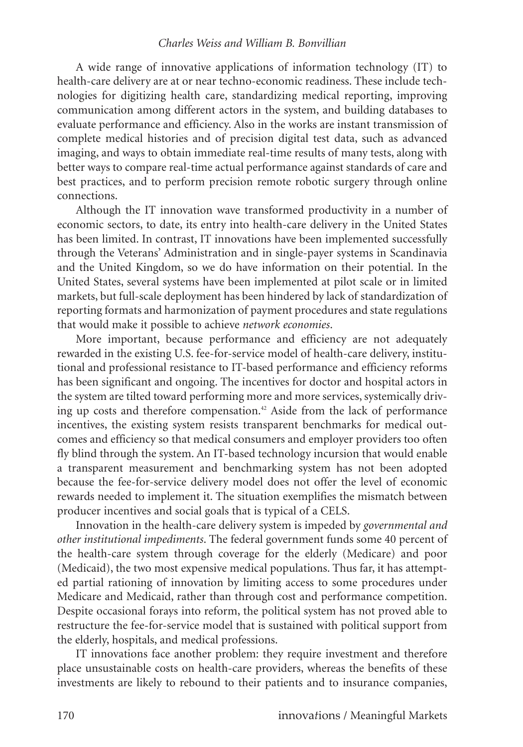A wide range of innovative applications of information technology (IT) to health-care delivery are at or near techno-economic readiness. These include technologies for digitizing health care, standardizing medical reporting, improving communication among different actors in the system, and building databases to evaluate performance and efficiency. Also in the works are instant transmission of complete medical histories and of precision digital test data, such as advanced imaging, and ways to obtain immediate real-time results of many tests, along with better ways to compare real-time actual performance against standards of care and best practices, and to perform precision remote robotic surgery through online connections.

Although the IT innovation wave transformed productivity in a number of economic sectors, to date, its entry into health-care delivery in the United States has been limited. In contrast, IT innovations have been implemented successfully through the Veterans' Administration and in single-payer systems in Scandinavia and the United Kingdom, so we do have information on their potential. In the United States, several systems have been implemented at pilot scale or in limited markets, but full-scale deployment has been hindered by lack of standardization of reporting formats and harmonization of payment procedures and state regulations that would make it possible to achieve *network economies*.

More important, because performance and efficiency are not adequately rewarded in the existing U.S. fee-for-service model of health-care delivery, institutional and professional resistance to IT-based performance and efficiency reforms has been significant and ongoing. The incentives for doctor and hospital actors in the system are tilted toward performing more and more services, systemically driving up costs and therefore compensation.[42] Aside from the lack of performance incentives, the existing system resists transparent benchmarks for medical outcomes and efficiency so that medical consumers and employer providers too often fly blind through the system. An IT-based technology incursion that would enable a transparent measurement and benchmarking system has not been adopted because the fee-for-service delivery model does not offer the level of economic rewards needed to implement it. The situation exemplifies the mismatch between producer incentives and social goals that is typical of a CELS.

Innovation in the health-care delivery system is impeded by *governmental and other institutional impediments*. The federal government funds some 40 percent of the health-care system through coverage for the elderly (Medicare) and poor (Medicaid), the two most expensive medical populations. Thus far, it has attempted partial rationing of innovation by limiting access to some procedures under Medicare and Medicaid, rather than through cost and performance competition. Despite occasional forays into reform, the political system has not proved able to restructure the fee-for-service model that is sustained with political support from the elderly, hospitals, and medical professions.

IT innovations face another problem: they require investment and therefore place unsustainable costs on health-care providers, whereas the benefits of these investments are likely to rebound to their patients and to insurance companies,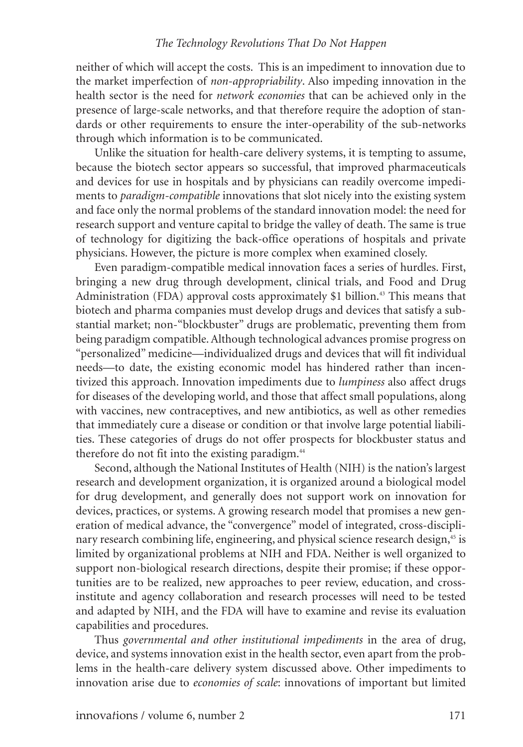neither of which will accept the costs. This is an impediment to innovation due to the market imperfection of *non-appropriability*. Also impeding innovation in the health sector is the need for *network economies* that can be achieved only in the presence of large-scale networks, and that therefore require the adoption of standards or other requirements to ensure the inter-operability of the sub-networks through which information is to be communicated.

Unlike the situation for health-care delivery systems, it is tempting to assume, because the biotech sector appears so successful, that improved pharmaceuticals and devices for use in hospitals and by physicians can readily overcome impediments to *paradigm-compatible* innovations that slot nicely into the existing system and face only the normal problems of the standard innovation model: the need for research support and venture capital to bridge the valley of death. The same is true of technology for digitizing the back-office operations of hospitals and private physicians. However, the picture is more complex when examined closely.

Even paradigm-compatible medical innovation faces a series of hurdles. First, bringing a new drug through development, clinical trials, and Food and Drug Administration (FDA) approval costs approximately $1 billion.[43] This means that biotech and pharma companies must develop drugs and devices that satisfy a substantial market; non-"blockbuster" drugs are problematic, preventing them from being paradigm compatible. Although technological advances promise progress on "personalized" medicine—individualized drugs and devices that will fit individual needs—to date, the existing economic model has hindered rather than incentivized this approach. Innovation impediments due to *lumpiness* also affect drugs for diseases of the developing world, and those that affect small populations, along with vaccines, new contraceptives, and new antibiotics, as well as other remedies that immediately cure a disease or condition or that involve large potential liabilities. These categories of drugs do not offer prospects for blockbuster status and therefore do not fit into the existing paradigm.[44]

Second, although the National Institutes of Health (NIH) is the nation's largest research and development organization, it is organized around a biological model for drug development, and generally does not support work on innovation for devices, practices, or systems. A growing research model that promises a new generation of medical advance, the "convergence" model of integrated, cross-disciplinary research combining life, engineering, and physical science research design,[45] is limited by organizational problems at NIH and FDA. Neither is well organized to support non-biological research directions, despite their promise; if these opportunities are to be realized, new approaches to peer review, education, and cross-institute and agency collaboration and research processes will need to be tested and adapted by NIH, and the FDA will have to examine and revise its evaluation capabilities and procedures.

Thus *governmental and other institutional impediments* in the area of drug, device, and systems innovation exist in the health sector, even apart from the problems in the health-care delivery system discussed above. Other impediments to innovation arise due to *economies of scale*: innovations of important but limited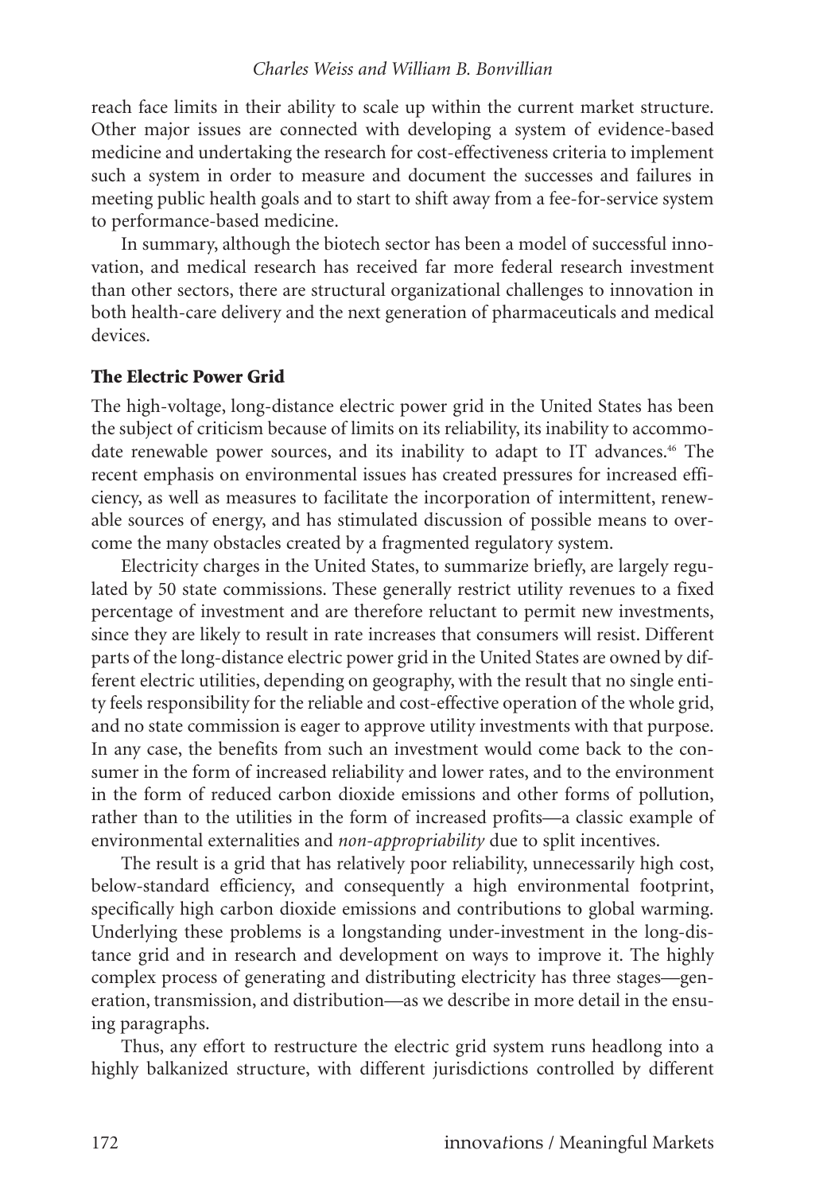reach face limits in their ability to scale up within the current market structure. Other major issues are connected with developing a system of evidence-based medicine and undertaking the research for cost-effectiveness criteria to implement such a system in order to measure and document the successes and failures in meeting public health goals and to start to shift away from a fee-for-service system to performance-based medicine.

In summary, although the biotech sector has been a model of successful innovation, and medical research has received far more federal research investment than other sectors, there are structural organizational challenges to innovation in both health-care delivery and the next generation of pharmaceuticals and medical devices.

### The Electric Power Grid

The high-voltage, long-distance electric power grid in the United States has been the subject of criticism because of limits on its reliability, its inability to accommodate renewable power sources, and its inability to adapt to IT advances.[46] The recent emphasis on environmental issues has created pressures for increased efficiency, as well as measures to facilitate the incorporation of intermittent, renewable sources of energy, and has stimulated discussion of possible means to overcome the many obstacles created by a fragmented regulatory system.

Electricity charges in the United States, to summarize briefly, are largely regulated by 50 state commissions. These generally restrict utility revenues to a fixed percentage of investment and are therefore reluctant to permit new investments, since they are likely to result in rate increases that consumers will resist. Different parts of the long-distance electric power grid in the United States are owned by different electric utilities, depending on geography, with the result that no single entity feels responsibility for the reliable and cost-effective operation of the whole grid, and no state commission is eager to approve utility investments with that purpose. In any case, the benefits from such an investment would come back to the consumer in the form of increased reliability and lower rates, and to the environment in the form of reduced carbon dioxide emissions and other forms of pollution, rather than to the utilities in the form of increased profits—a classic example of environmental externalities and *non-appropriability* due to split incentives.

The result is a grid that has relatively poor reliability, unnecessarily high cost, below-standard efficiency, and consequently a high environmental footprint, specifically high carbon dioxide emissions and contributions to global warming. Underlying these problems is a longstanding under-investment in the long-distance grid and in research and development on ways to improve it. The highly complex process of generating and distributing electricity has three stages—generation, transmission, and distribution—as we describe in more detail in the ensuing paragraphs.

Thus, any effort to restructure the electric grid system runs headlong into a highly balkanized structure, with different jurisdictions controlled by different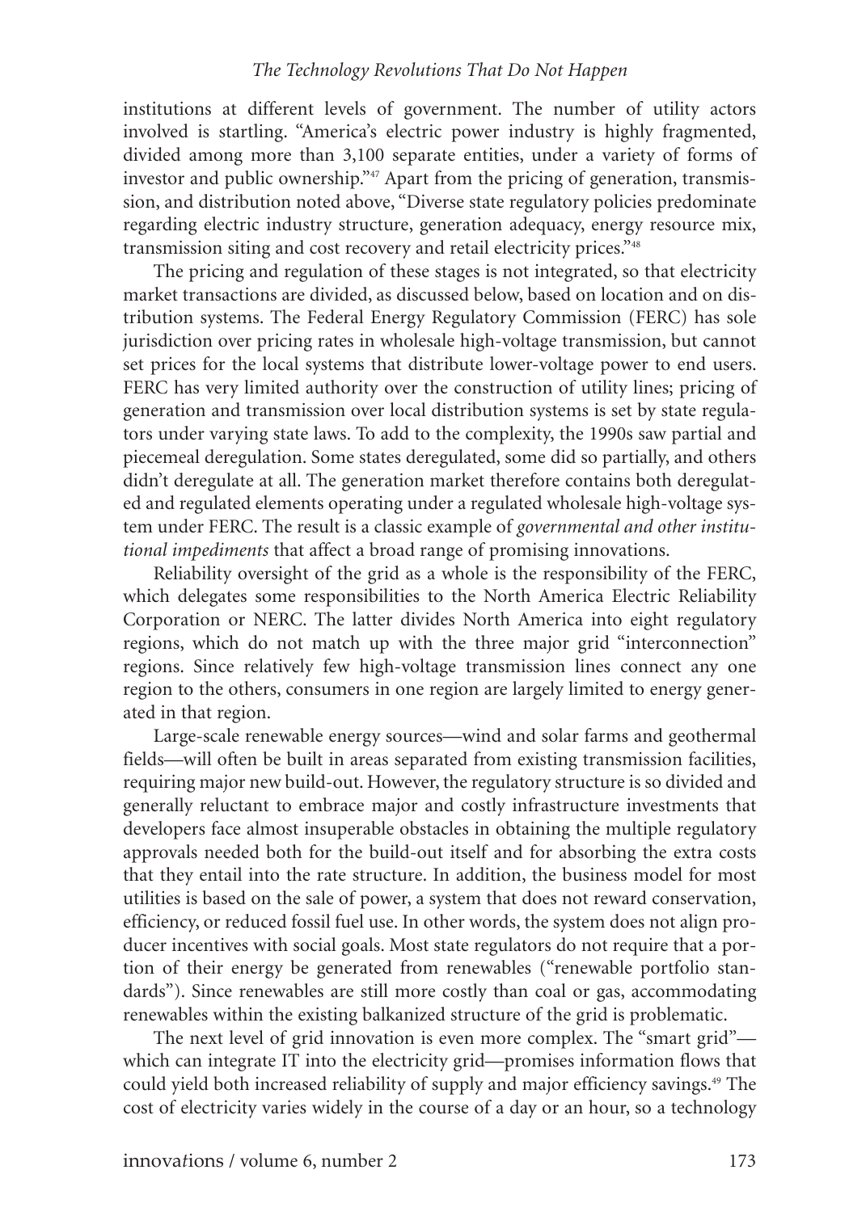institutions at different levels of government. The number of utility actors involved is startling. "America's electric power industry is highly fragmented, divided among more than 3,100 separate entities, under a variety of forms of investor and public ownership."[47] Apart from the pricing of generation, transmission, and distribution noted above, "Diverse state regulatory policies predominate regarding electric industry structure, generation adequacy, energy resource mix, transmission siting and cost recovery and retail electricity prices."[48]

The pricing and regulation of these stages is not integrated, so that electricity market transactions are divided, as discussed below, based on location and on distribution systems. The Federal Energy Regulatory Commission (FERC) has sole jurisdiction over pricing rates in wholesale high-voltage transmission, but cannot set prices for the local systems that distribute lower-voltage power to end users. FERC has very limited authority over the construction of utility lines; pricing of generation and transmission over local distribution systems is set by state regulators under varying state laws. To add to the complexity, the 1990s saw partial and piecemeal deregulation. Some states deregulated, some did so partially, and others didn't deregulate at all. The generation market therefore contains both deregulated and regulated elements operating under a regulated wholesale high-voltage system under FERC. The result is a classic example of *governmental and other institutional impediments* that affect a broad range of promising innovations.

Reliability oversight of the grid as a whole is the responsibility of the FERC, which delegates some responsibilities to the North America Electric Reliability Corporation or NERC. The latter divides North America into eight regulatory regions, which do not match up with the three major grid "interconnection" regions. Since relatively few high-voltage transmission lines connect any one region to the others, consumers in one region are largely limited to energy generated in that region.

Large-scale renewable energy sources—wind and solar farms and geothermal fields—will often be built in areas separated from existing transmission facilities, requiring major new build-out. However, the regulatory structure is so divided and generally reluctant to embrace major and costly infrastructure investments that developers face almost insuperable obstacles in obtaining the multiple regulatory approvals needed both for the build-out itself and for absorbing the extra costs that they entail into the rate structure. In addition, the business model for most utilities is based on the sale of power, a system that does not reward conservation, efficiency, or reduced fossil fuel use. In other words, the system does not align producer incentives with social goals. Most state regulators do not require that a portion of their energy be generated from renewables ("renewable portfolio standards"). Since renewables are still more costly than coal or gas, accommodating renewables within the existing balkanized structure of the grid is problematic.

The next level of grid innovation is even more complex. The "smart grid"—which can integrate IT into the electricity grid—promises information flows that could yield both increased reliability of supply and major efficiency savings.[49] The cost of electricity varies widely in the course of a day or an hour, so a technology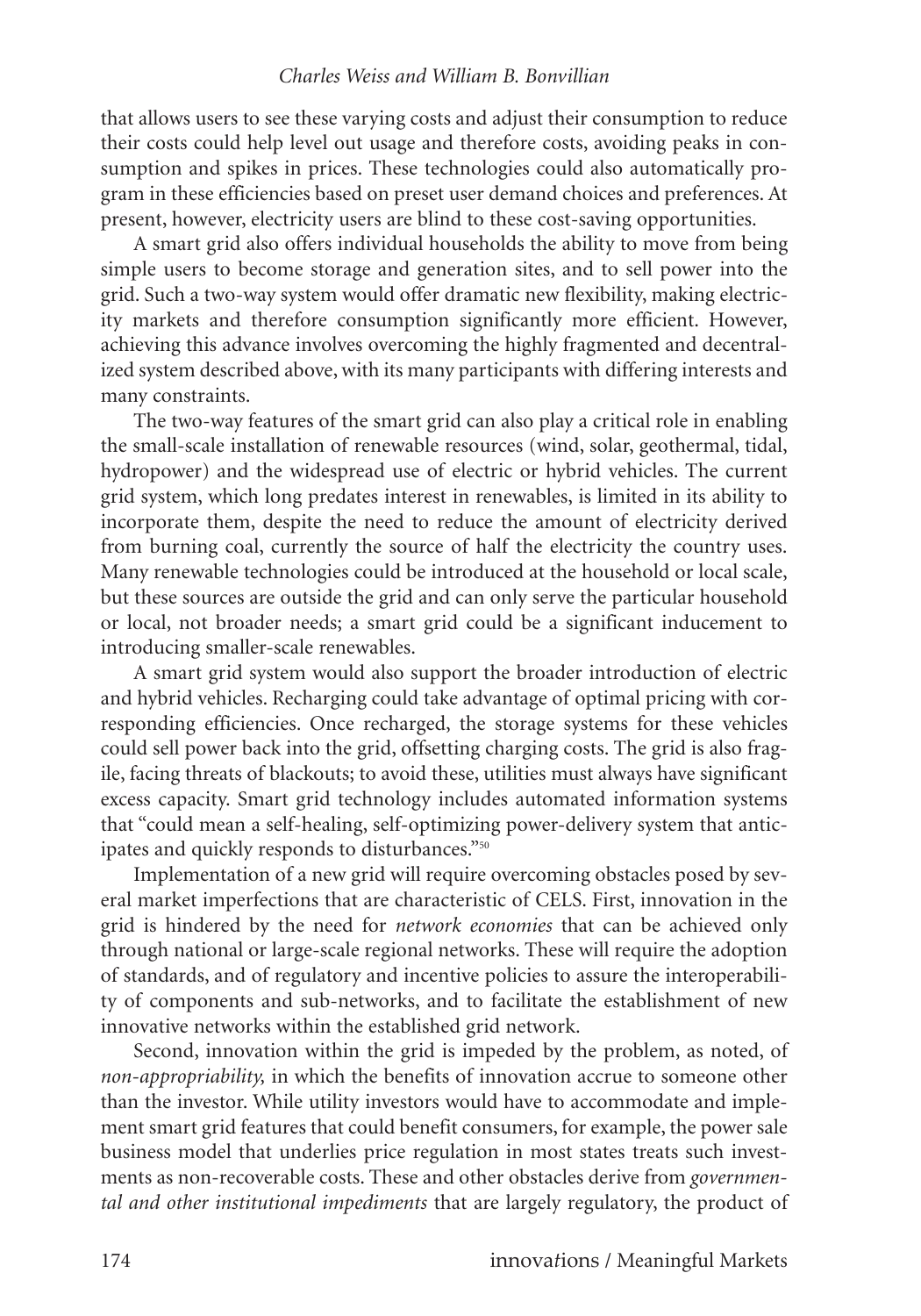that allows users to see these varying costs and adjust their consumption to reduce their costs could help level out usage and therefore costs, avoiding peaks in consumption and spikes in prices. These technologies could also automatically program in these efficiencies based on preset user demand choices and preferences. At present, however, electricity users are blind to these cost-saving opportunities.

A smart grid also offers individual households the ability to move from being simple users to become storage and generation sites, and to sell power into the grid. Such a two-way system would offer dramatic new flexibility, making electricity markets and therefore consumption significantly more efficient. However, achieving this advance involves overcoming the highly fragmented and decentralized system described above, with its many participants with differing interests and many constraints.

The two-way features of the smart grid can also play a critical role in enabling the small-scale installation of renewable resources (wind, solar, geothermal, tidal, hydropower) and the widespread use of electric or hybrid vehicles. The current grid system, which long predates interest in renewables, is limited in its ability to incorporate them, despite the need to reduce the amount of electricity derived from burning coal, currently the source of half the electricity the country uses. Many renewable technologies could be introduced at the household or local scale, but these sources are outside the grid and can only serve the particular household or local, not broader needs; a smart grid could be a significant inducement to introducing smaller-scale renewables.

A smart grid system would also support the broader introduction of electric and hybrid vehicles. Recharging could take advantage of optimal pricing with corresponding efficiencies. Once recharged, the storage systems for these vehicles could sell power back into the grid, offsetting charging costs. The grid is also fragile, facing threats of blackouts; to avoid these, utilities must always have significant excess capacity. Smart grid technology includes automated information systems that "could mean a self-healing, self-optimizing power-delivery system that anticipates and quickly responds to disturbances."[50]

Implementation of a new grid will require overcoming obstacles posed by several market imperfections that are characteristic of CELS. First, innovation in the grid is hindered by the need for *network economies* that can be achieved only through national or large-scale regional networks. These will require the adoption of standards, and of regulatory and incentive policies to assure the interoperability of components and sub-networks, and to facilitate the establishment of new innovative networks within the established grid network.

Second, innovation within the grid is impeded by the problem, as noted, of *non-appropriability,* in which the benefits of innovation accrue to someone other than the investor. While utility investors would have to accommodate and implement smart grid features that could benefit consumers, for example, the power sale business model that underlies price regulation in most states treats such investments as non-recoverable costs. These and other obstacles derive from *governmental and other institutional impediments* that are largely regulatory, the product of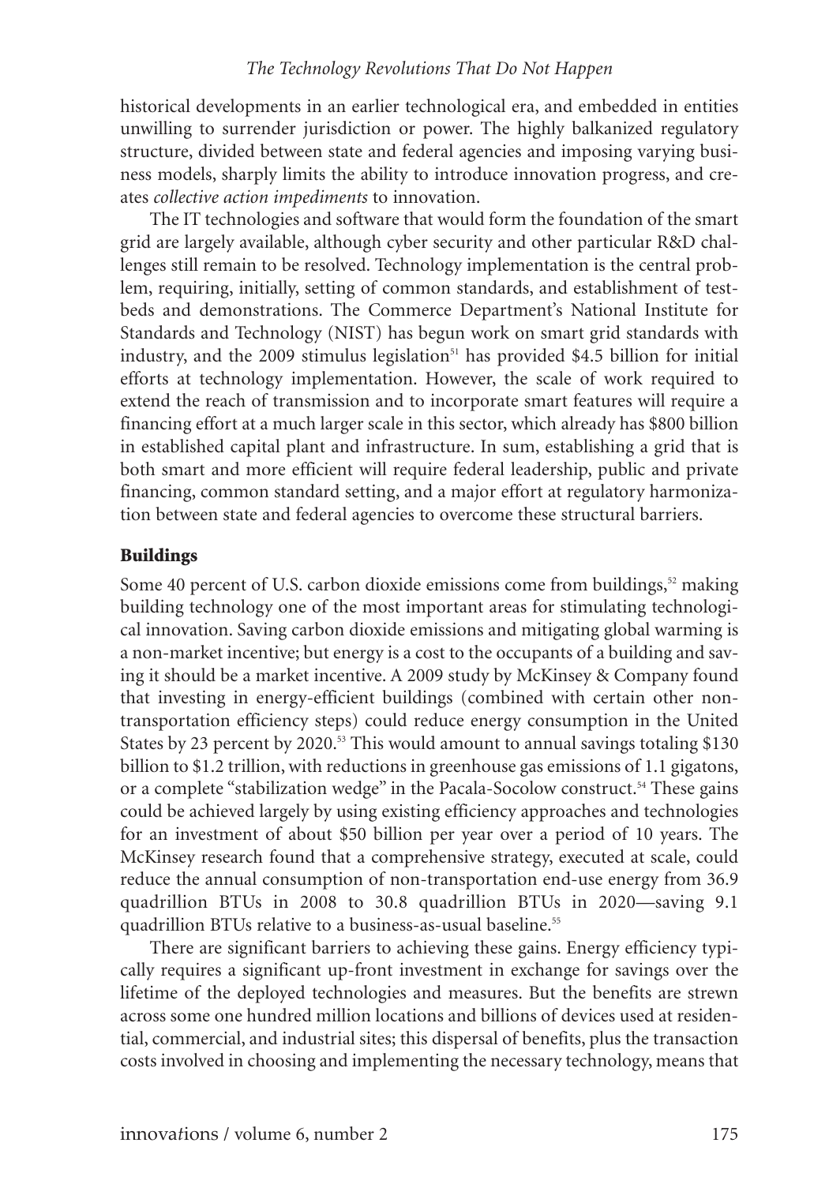historical developments in an earlier technological era, and embedded in entities unwilling to surrender jurisdiction or power. The highly balkanized regulatory structure, divided between state and federal agencies and imposing varying business models, sharply limits the ability to introduce innovation progress, and creates *collective action impediments* to innovation.

The IT technologies and software that would form the foundation of the smart grid are largely available, although cyber security and other particular R&D challenges still remain to be resolved. Technology implementation is the central problem, requiring, initially, setting of common standards, and establishment of testbeds and demonstrations. The Commerce Department's National Institute for Standards and Technology (NIST) has begun work on smart grid standards with industry, and the 2009 stimulus legislation[51] has provided \$4.5 billion for initial efforts at technology implementation. However, the scale of work required to extend the reach of transmission and to incorporate smart features will require a financing effort at a much larger scale in this sector, which already has \$800 billion in established capital plant and infrastructure. In sum, establishing a grid that is both smart and more efficient will require federal leadership, public and private financing, common standard setting, and a major effort at regulatory harmonization between state and federal agencies to overcome these structural barriers.

## Buildings

Some 40 percent of U.S. carbon dioxide emissions come from buildings,[52] making building technology one of the most important areas for stimulating technological innovation. Saving carbon dioxide emissions and mitigating global warming is a non-market incentive; but energy is a cost to the occupants of a building and saving it should be a market incentive. A 2009 study by McKinsey & Company found that investing in energy-efficient buildings (combined with certain other non-transportation efficiency steps) could reduce energy consumption in the United States by 23 percent by 2020.[53] This would amount to annual savings totaling \$130 billion to \$1.2 trillion, with reductions in greenhouse gas emissions of 1.1 gigatons, or a complete "stabilization wedge" in the Pacala-Socolow construct.[54] These gains could be achieved largely by using existing efficiency approaches and technologies for an investment of about \$50 billion per year over a period of 10 years. The McKinsey research found that a comprehensive strategy, executed at scale, could reduce the annual consumption of non-transportation end-use energy from 36.9 quadrillion BTUs in 2008 to 30.8 quadrillion BTUs in 2020—saving 9.1 quadrillion BTUs relative to a business-as-usual baseline.[55]

There are significant barriers to achieving these gains. Energy efficiency typically requires a significant up-front investment in exchange for savings over the lifetime of the deployed technologies and measures. But the benefits are strewn across some one hundred million locations and billions of devices used at residential, commercial, and industrial sites; this dispersal of benefits, plus the transaction costs involved in choosing and implementing the necessary technology, means that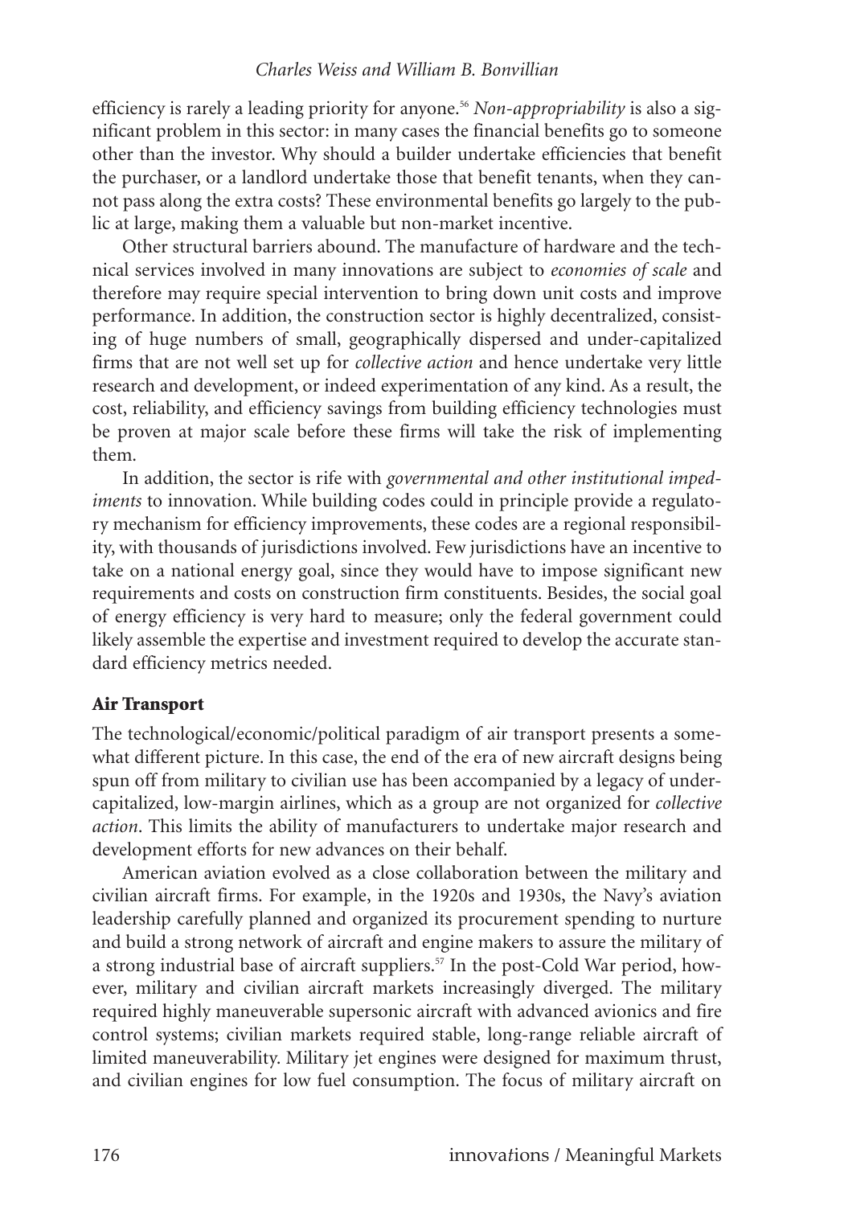efficiency is rarely a leading priority for anyone.[56] *Non-appropriability* is also a significant problem in this sector: in many cases the financial benefits go to someone other than the investor. Why should a builder undertake efficiencies that benefit the purchaser, or a landlord undertake those that benefit tenants, when they cannot pass along the extra costs? These environmental benefits go largely to the public at large, making them a valuable but non-market incentive.

Other structural barriers abound. The manufacture of hardware and the technical services involved in many innovations are subject to *economies of scale* and therefore may require special intervention to bring down unit costs and improve performance. In addition, the construction sector is highly decentralized, consisting of huge numbers of small, geographically dispersed and under-capitalized firms that are not well set up for *collective action* and hence undertake very little research and development, or indeed experimentation of any kind. As a result, the cost, reliability, and efficiency savings from building efficiency technologies must be proven at major scale before these firms will take the risk of implementing them.

In addition, the sector is rife with *governmental and other institutional impediments* to innovation. While building codes could in principle provide a regulatory mechanism for efficiency improvements, these codes are a regional responsibility, with thousands of jurisdictions involved. Few jurisdictions have an incentive to take on a national energy goal, since they would have to impose significant new requirements and costs on construction firm constituents. Besides, the social goal of energy efficiency is very hard to measure; only the federal government could likely assemble the expertise and investment required to develop the accurate standard efficiency metrics needed.

### Air Transport

The technological/economic/political paradigm of air transport presents a somewhat different picture. In this case, the end of the era of new aircraft designs being spun off from military to civilian use has been accompanied by a legacy of undercapitalized, low-margin airlines, which as a group are not organized for *collective action*. This limits the ability of manufacturers to undertake major research and development efforts for new advances on their behalf.

American aviation evolved as a close collaboration between the military and civilian aircraft firms. For example, in the 1920s and 1930s, the Navy's aviation leadership carefully planned and organized its procurement spending to nurture and build a strong network of aircraft and engine makers to assure the military of a strong industrial base of aircraft suppliers.[57] In the post-Cold War period, however, military and civilian aircraft markets increasingly diverged. The military required highly maneuverable supersonic aircraft with advanced avionics and fire control systems; civilian markets required stable, long-range reliable aircraft of limited maneuverability. Military jet engines were designed for maximum thrust, and civilian engines for low fuel consumption. The focus of military aircraft on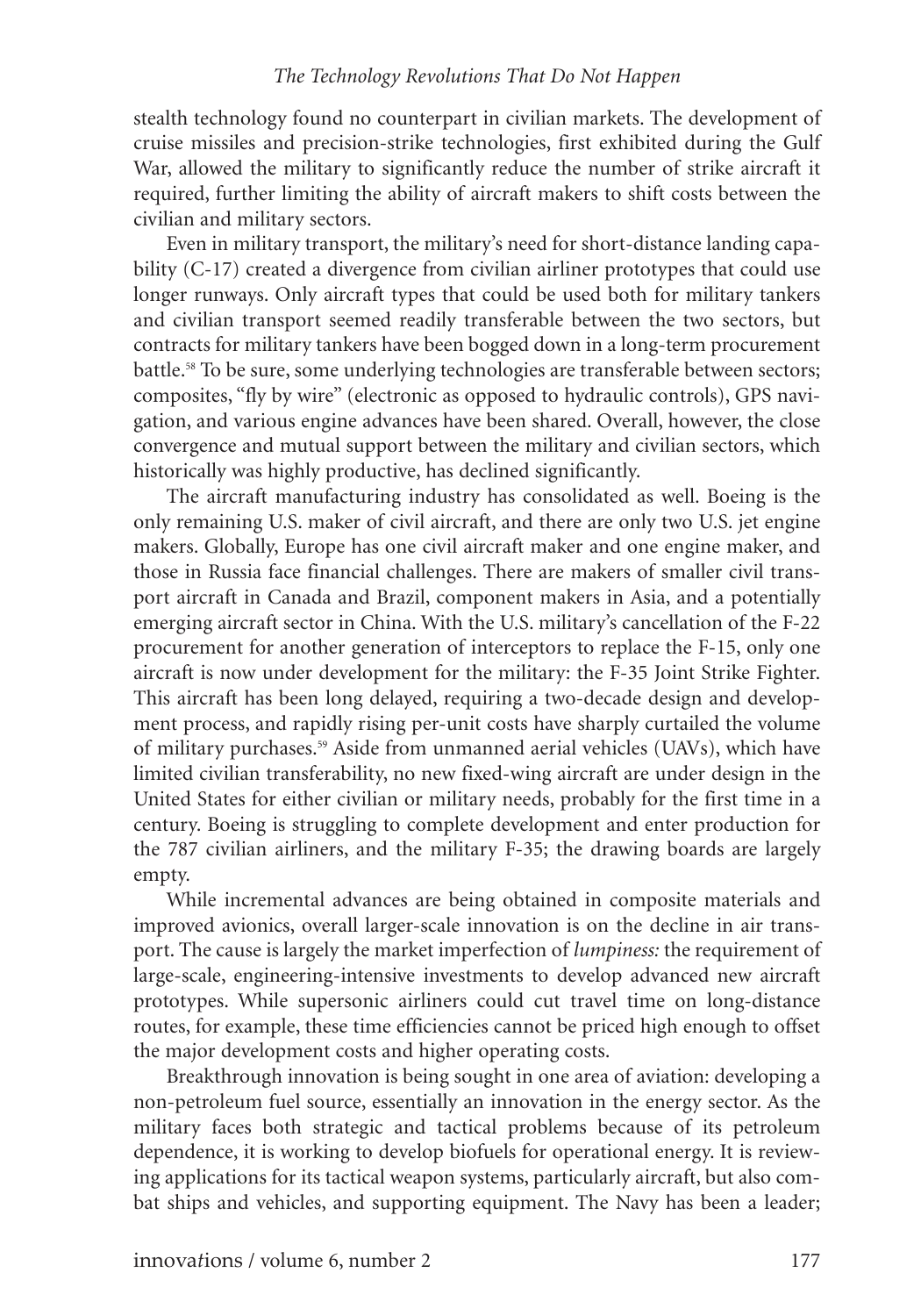stealth technology found no counterpart in civilian markets. The development of cruise missiles and precision-strike technologies, first exhibited during the Gulf War, allowed the military to significantly reduce the number of strike aircraft it required, further limiting the ability of aircraft makers to shift costs between the civilian and military sectors.

Even in military transport, the military's need for short-distance landing capability (C-17) created a divergence from civilian airliner prototypes that could use longer runways. Only aircraft types that could be used both for military tankers and civilian transport seemed readily transferable between the two sectors, but contracts for military tankers have been bogged down in a long-term procurement battle.[58] To be sure, some underlying technologies are transferable between sectors; composites, "fly by wire" (electronic as opposed to hydraulic controls), GPS navigation, and various engine advances have been shared. Overall, however, the close convergence and mutual support between the military and civilian sectors, which historically was highly productive, has declined significantly.

The aircraft manufacturing industry has consolidated as well. Boeing is the only remaining U.S. maker of civil aircraft, and there are only two U.S. jet engine makers. Globally, Europe has one civil aircraft maker and one engine maker, and those in Russia face financial challenges. There are makers of smaller civil transport aircraft in Canada and Brazil, component makers in Asia, and a potentially emerging aircraft sector in China. With the U.S. military's cancellation of the F-22 procurement for another generation of interceptors to replace the F-15, only one aircraft is now under development for the military: the F-35 Joint Strike Fighter. This aircraft has been long delayed, requiring a two-decade design and development process, and rapidly rising per-unit costs have sharply curtailed the volume of military purchases.[59] Aside from unmanned aerial vehicles (UAVs), which have limited civilian transferability, no new fixed-wing aircraft are under design in the United States for either civilian or military needs, probably for the first time in a century. Boeing is struggling to complete development and enter production for the 787 civilian airliners, and the military F-35; the drawing boards are largely empty.

While incremental advances are being obtained in composite materials and improved avionics, overall larger-scale innovation is on the decline in air transport. The cause is largely the market imperfection of *lumpiness:* the requirement of large-scale, engineering-intensive investments to develop advanced new aircraft prototypes. While supersonic airliners could cut travel time on long-distance routes, for example, these time efficiencies cannot be priced high enough to offset the major development costs and higher operating costs.

Breakthrough innovation is being sought in one area of aviation: developing a non-petroleum fuel source, essentially an innovation in the energy sector. As the military faces both strategic and tactical problems because of its petroleum dependence, it is working to develop biofuels for operational energy. It is reviewing applications for its tactical weapon systems, particularly aircraft, but also combat ships and vehicles, and supporting equipment. The Navy has been a leader;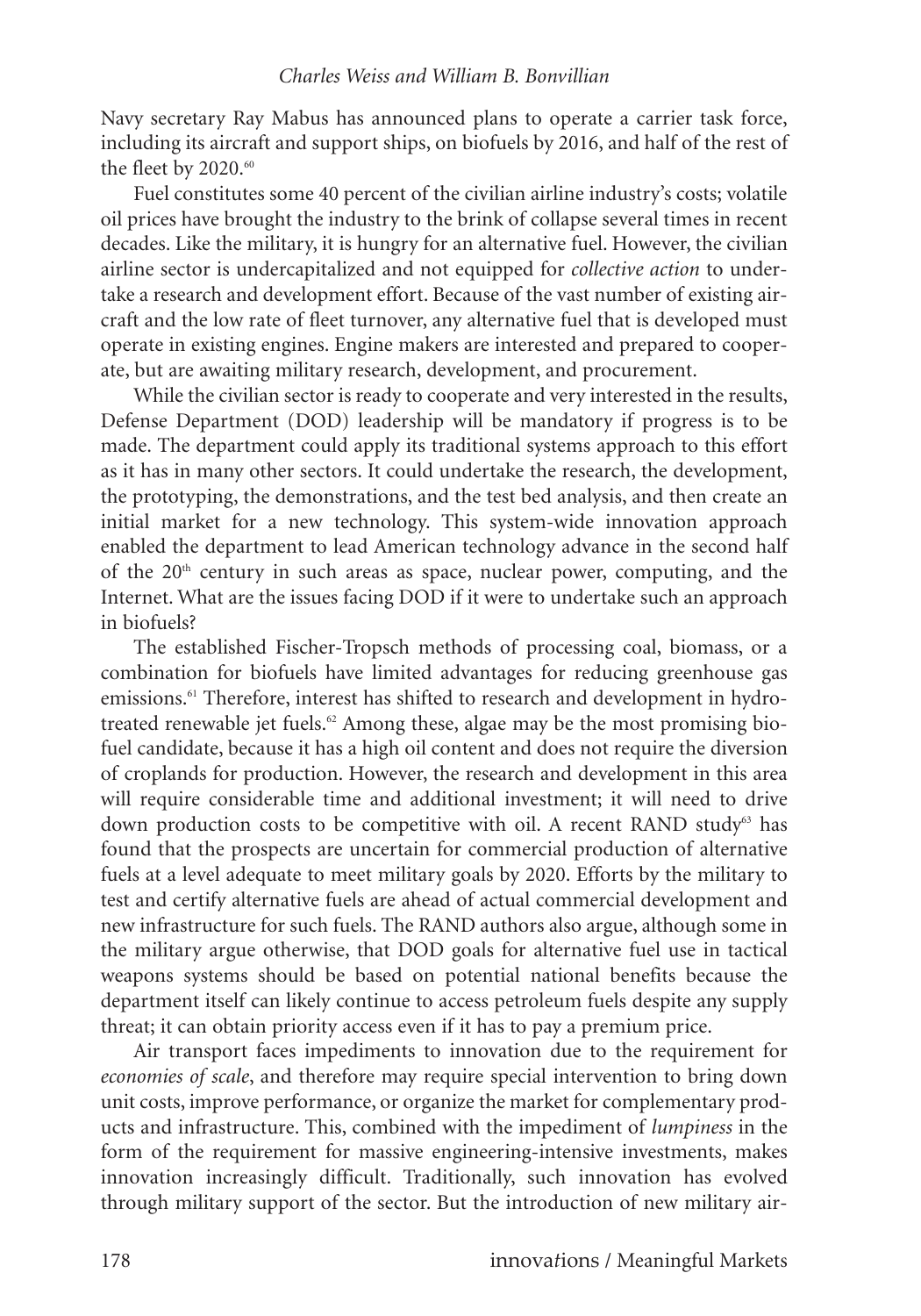Navy secretary Ray Mabus has announced plans to operate a carrier task force, including its aircraft and support ships, on biofuels by 2016, and half of the rest of the fleet by 2020.[60]

Fuel constitutes some 40 percent of the civilian airline industry's costs; volatile oil prices have brought the industry to the brink of collapse several times in recent decades. Like the military, it is hungry for an alternative fuel. However, the civilian airline sector is undercapitalized and not equipped for *collective action* to undertake a research and development effort. Because of the vast number of existing aircraft and the low rate of fleet turnover, any alternative fuel that is developed must operate in existing engines. Engine makers are interested and prepared to cooperate, but are awaiting military research, development, and procurement.

While the civilian sector is ready to cooperate and very interested in the results, Defense Department (DOD) leadership will be mandatory if progress is to be made. The department could apply its traditional systems approach to this effort as it has in many other sectors. It could undertake the research, the development, the prototyping, the demonstrations, and the test bed analysis, and then create an initial market for a new technology. This system-wide innovation approach enabled the department to lead American technology advance in the second half of the 20th century in such areas as space, nuclear power, computing, and the Internet. What are the issues facing DOD if it were to undertake such an approach in biofuels?

The established Fischer-Tropsch methods of processing coal, biomass, or a combination for biofuels have limited advantages for reducing greenhouse gas emissions.[61] Therefore, interest has shifted to research and development in hydrotreated renewable jet fuels.[62] Among these, algae may be the most promising biofuel candidate, because it has a high oil content and does not require the diversion of croplands for production. However, the research and development in this area will require considerable time and additional investment; it will need to drive down production costs to be competitive with oil. A recent RAND study[63] has found that the prospects are uncertain for commercial production of alternative fuels at a level adequate to meet military goals by 2020. Efforts by the military to test and certify alternative fuels are ahead of actual commercial development and new infrastructure for such fuels. The RAND authors also argue, although some in the military argue otherwise, that DOD goals for alternative fuel use in tactical weapons systems should be based on potential national benefits because the department itself can likely continue to access petroleum fuels despite any supply threat; it can obtain priority access even if it has to pay a premium price.

Air transport faces impediments to innovation due to the requirement for *economies of scale*, and therefore may require special intervention to bring down unit costs, improve performance, or organize the market for complementary products and infrastructure. This, combined with the impediment of *lumpiness* in the form of the requirement for massive engineering-intensive investments, makes innovation increasingly difficult. Traditionally, such innovation has evolved through military support of the sector. But the introduction of new military air-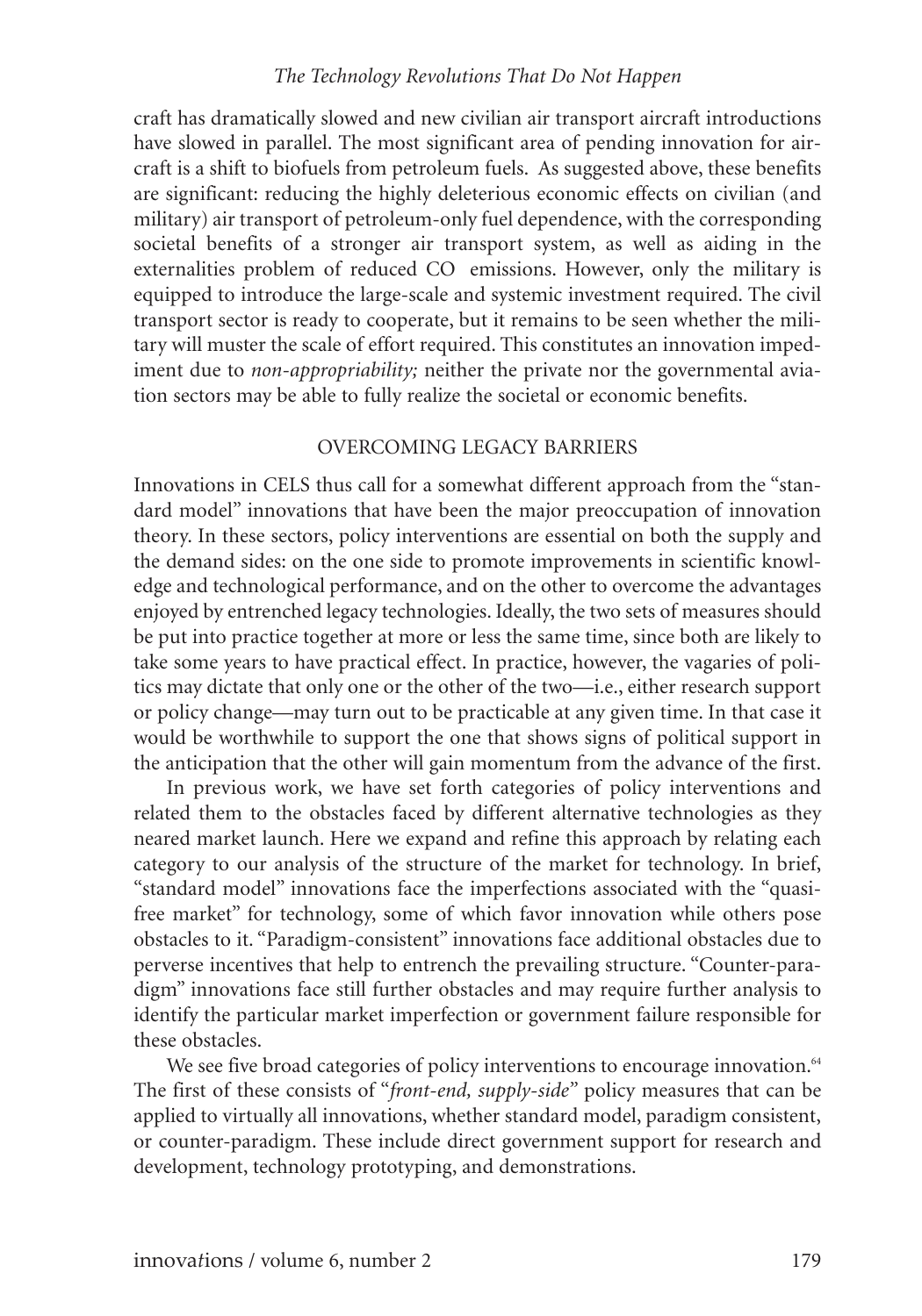craft has dramatically slowed and new civilian air transport aircraft introductions have slowed in parallel. The most significant area of pending innovation for aircraft is a shift to biofuels from petroleum fuels. As suggested above, these benefits are significant: reducing the highly deleterious economic effects on civilian (and military) air transport of petroleum-only fuel dependence, with the corresponding societal benefits of a stronger air transport system, as well as aiding in the externalities problem of reduced $CO_2$ emissions. However, only the military is equipped to introduce the large-scale and systemic investment required. The civil transport sector is ready to cooperate, but it remains to be seen whether the military will muster the scale of effort required. This constitutes an innovation impediment due to *non-appropriability;* neither the private nor the governmental aviation sectors may be able to fully realize the societal or economic benefits.

## OVERCOMING LEGACY BARRIERS

Innovations in CELS thus call for a somewhat different approach from the "standard model" innovations that have been the major preoccupation of innovation theory. In these sectors, policy interventions are essential on both the supply and the demand sides: on the one side to promote improvements in scientific knowledge and technological performance, and on the other to overcome the advantages enjoyed by entrenched legacy technologies. Ideally, the two sets of measures should be put into practice together at more or less the same time, since both are likely to take some years to have practical effect. In practice, however, the vagaries of politics may dictate that only one or the other of the two—i.e., either research support or policy change—may turn out to be practicable at any given time. In that case it would be worthwhile to support the one that shows signs of political support in the anticipation that the other will gain momentum from the advance of the first.

In previous work, we have set forth categories of policy interventions and related them to the obstacles faced by different alternative technologies as they neared market launch. Here we expand and refine this approach by relating each category to our analysis of the structure of the market for technology. In brief, "standard model" innovations face the imperfections associated with the "quasi-free market" for technology, some of which favor innovation while others pose obstacles to it. "Paradigm-consistent" innovations face additional obstacles due to perverse incentives that help to entrench the prevailing structure. "Counter-paradigm" innovations face still further obstacles and may require further analysis to identify the particular market imperfection or government failure responsible for these obstacles.

We see five broad categories of policy interventions to encourage innovation.[64] The first of these consists of "*front-end, supply-side*" policy measures that can be applied to virtually all innovations, whether standard model, paradigm consistent, or counter-paradigm. These include direct government support for research and development, technology prototyping, and demonstrations.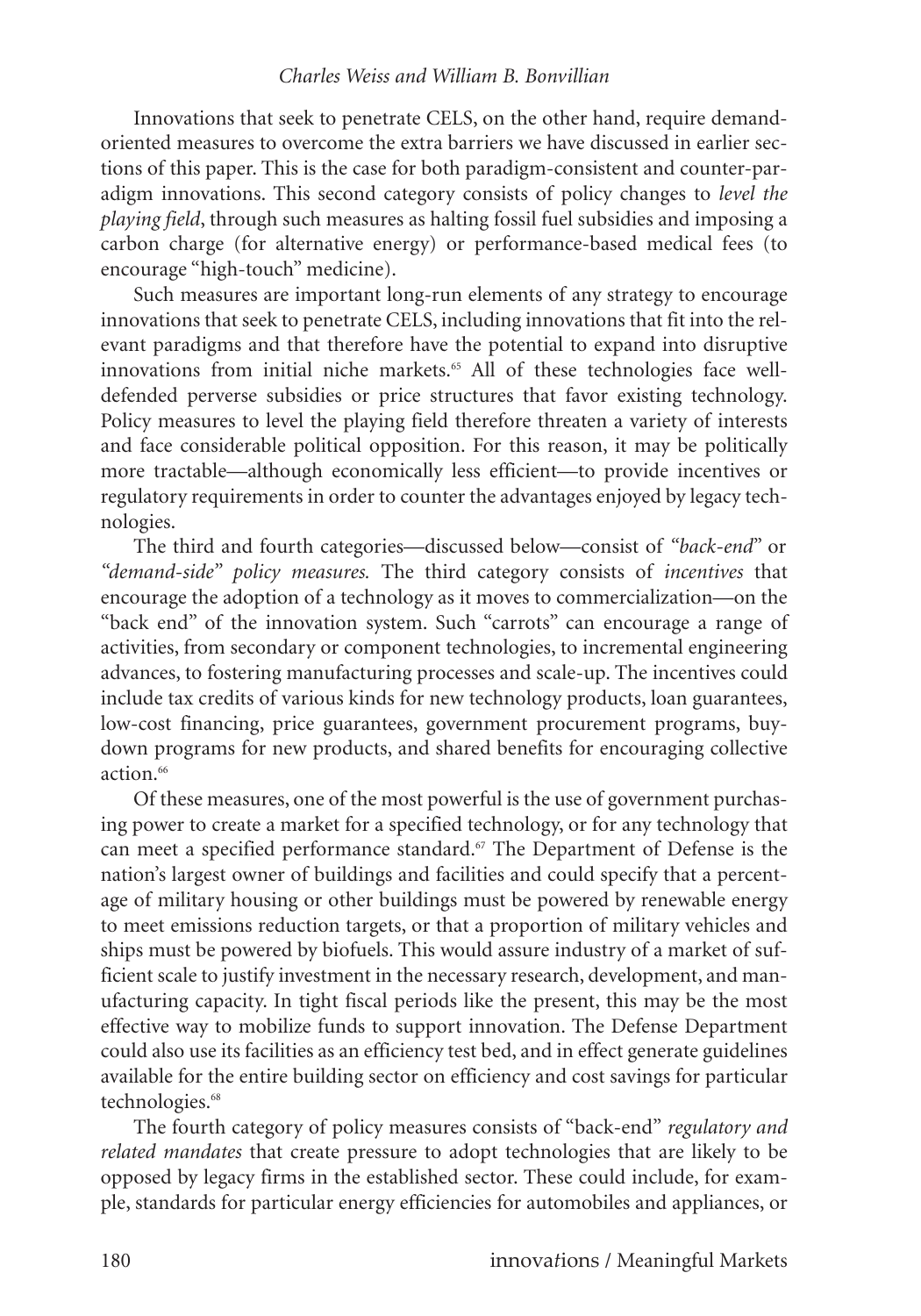Innovations that seek to penetrate CELS, on the other hand, require demand-oriented measures to overcome the extra barriers we have discussed in earlier sections of this paper. This is the case for both paradigm-consistent and counter-paradigm innovations. This second category consists of policy changes to *level the playing field*, through such measures as halting fossil fuel subsidies and imposing a carbon charge (for alternative energy) or performance-based medical fees (to encourage "high-touch" medicine).

Such measures are important long-run elements of any strategy to encourage innovations that seek to penetrate CELS, including innovations that fit into the relevant paradigms and that therefore have the potential to expand into disruptive innovations from initial niche markets.[65] All of these technologies face well-defended perverse subsidies or price structures that favor existing technology. Policy measures to level the playing field therefore threaten a variety of interests and face considerable political opposition. For this reason, it may be politically more tractable—although economically less efficient—to provide incentives or regulatory requirements in order to counter the advantages enjoyed by legacy technologies.

The third and fourth categories—discussed below—consist of *"back-end"* or *"demand-side" policy measures.* The third category consists of *incentives* that encourage the adoption of a technology as it moves to commercialization—on the "back end" of the innovation system. Such "carrots" can encourage a range of activities, from secondary or component technologies, to incremental engineering advances, to fostering manufacturing processes and scale-up. The incentives could include tax credits of various kinds for new technology products, loan guarantees, low-cost financing, price guarantees, government procurement programs, buy-down programs for new products, and shared benefits for encouraging collective action.[66]

Of these measures, one of the most powerful is the use of government purchasing power to create a market for a specified technology, or for any technology that can meet a specified performance standard.[67] The Department of Defense is the nation's largest owner of buildings and facilities and could specify that a percentage of military housing or other buildings must be powered by renewable energy to meet emissions reduction targets, or that a proportion of military vehicles and ships must be powered by biofuels. This would assure industry of a market of sufficient scale to justify investment in the necessary research, development, and manufacturing capacity. In tight fiscal periods like the present, this may be the most effective way to mobilize funds to support innovation. The Defense Department could also use its facilities as an efficiency test bed, and in effect generate guidelines available for the entire building sector on efficiency and cost savings for particular technologies.[68]

The fourth category of policy measures consists of "back-end" *regulatory and related mandates* that create pressure to adopt technologies that are likely to be opposed by legacy firms in the established sector. These could include, for example, standards for particular energy efficiencies for automobiles and appliances, or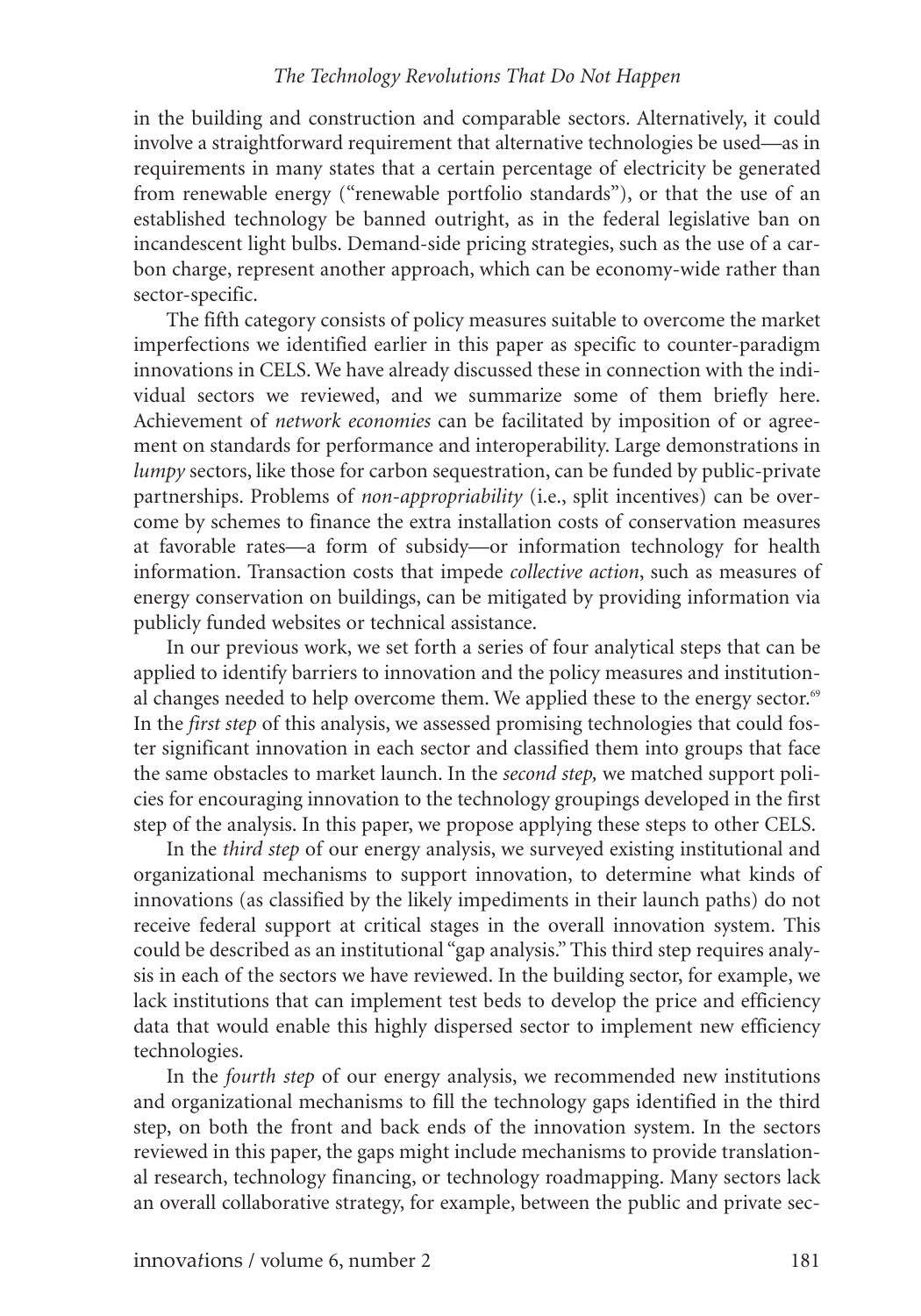in the building and construction and comparable sectors. Alternatively, it could involve a straightforward requirement that alternative technologies be used—as in requirements in many states that a certain percentage of electricity be generated from renewable energy ("renewable portfolio standards"), or that the use of an established technology be banned outright, as in the federal legislative ban on incandescent light bulbs. Demand-side pricing strategies, such as the use of a carbon charge, represent another approach, which can be economy-wide rather than sector-specific.

The fifth category consists of policy measures suitable to overcome the market imperfections we identified earlier in this paper as specific to counter-paradigm innovations in CELS. We have already discussed these in connection with the individual sectors we reviewed, and we summarize some of them briefly here. Achievement of *network economies* can be facilitated by imposition of or agreement on standards for performance and interoperability. Large demonstrations in *lumpy* sectors, like those for carbon sequestration, can be funded by public-private partnerships. Problems of *non-appropriability* (i.e., split incentives) can be overcome by schemes to finance the extra installation costs of conservation measures at favorable rates—a form of subsidy—or information technology for health information. Transaction costs that impede *collective action*, such as measures of energy conservation on buildings, can be mitigated by providing information via publicly funded websites or technical assistance.

In our previous work, we set forth a series of four analytical steps that can be applied to identify barriers to innovation and the policy measures and institutional changes needed to help overcome them. We applied these to the energy sector.[69] In the *first step* of this analysis, we assessed promising technologies that could foster significant innovation in each sector and classified them into groups that face the same obstacles to market launch. In the *second step,* we matched support policies for encouraging innovation to the technology groupings developed in the first step of the analysis. In this paper, we propose applying these steps to other CELS.

In the *third step* of our energy analysis, we surveyed existing institutional and organizational mechanisms to support innovation, to determine what kinds of innovations (as classified by the likely impediments in their launch paths) do not receive federal support at critical stages in the overall innovation system. This could be described as an institutional "gap analysis." This third step requires analysis in each of the sectors we have reviewed. In the building sector, for example, we lack institutions that can implement test beds to develop the price and efficiency data that would enable this highly dispersed sector to implement new efficiency technologies.

In the *fourth step* of our energy analysis, we recommended new institutions and organizational mechanisms to fill the technology gaps identified in the third step, on both the front and back ends of the innovation system. In the sectors reviewed in this paper, the gaps might include mechanisms to provide translational research, technology financing, or technology roadmapping. Many sectors lack an overall collaborative strategy, for example, between the public and private sec-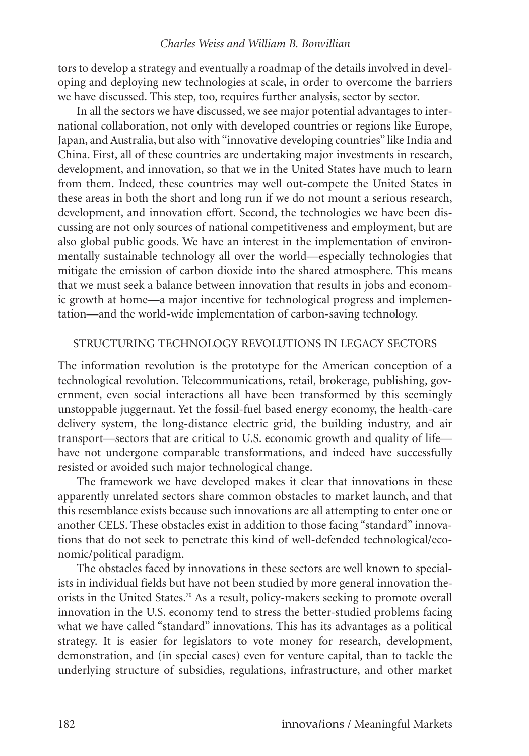tors to develop a strategy and eventually a roadmap of the details involved in developing and deploying new technologies at scale, in order to overcome the barriers we have discussed. This step, too, requires further analysis, sector by sector.

In all the sectors we have discussed, we see major potential advantages to international collaboration, not only with developed countries or regions like Europe, Japan, and Australia, but also with "innovative developing countries" like India and China. First, all of these countries are undertaking major investments in research, development, and innovation, so that we in the United States have much to learn from them. Indeed, these countries may well out-compete the United States in these areas in both the short and long run if we do not mount a serious research, development, and innovation effort. Second, the technologies we have been discussing are not only sources of national competitiveness and employment, but are also global public goods. We have an interest in the implementation of environmentally sustainable technology all over the world—especially technologies that mitigate the emission of carbon dioxide into the shared atmosphere. This means that we must seek a balance between innovation that results in jobs and economic growth at home—a major incentive for technological progress and implementation—and the world-wide implementation of carbon-saving technology.

## STRUCTURING TECHNOLOGY REVOLUTIONS IN LEGACY SECTORS

The information revolution is the prototype for the American conception of a technological revolution. Telecommunications, retail, brokerage, publishing, government, even social interactions all have been transformed by this seemingly unstoppable juggernaut. Yet the fossil-fuel based energy economy, the health-care delivery system, the long-distance electric grid, the building industry, and air transport—sectors that are critical to U.S. economic growth and quality of life—have not undergone comparable transformations, and indeed have successfully resisted or avoided such major technological change.

The framework we have developed makes it clear that innovations in these apparently unrelated sectors share common obstacles to market launch, and that this resemblance exists because such innovations are all attempting to enter one or another CELS. These obstacles exist in addition to those facing "standard" innovations that do not seek to penetrate this kind of well-defended technological/economic/political paradigm.

The obstacles faced by innovations in these sectors are well known to specialists in individual fields but have not been studied by more general innovation theorists in the United States.[70] As a result, policy-makers seeking to promote overall innovation in the U.S. economy tend to stress the better-studied problems facing what we have called "standard" innovations. This has its advantages as a political strategy. It is easier for legislators to vote money for research, development, demonstration, and (in special cases) even for venture capital, than to tackle the underlying structure of subsidies, regulations, infrastructure, and other market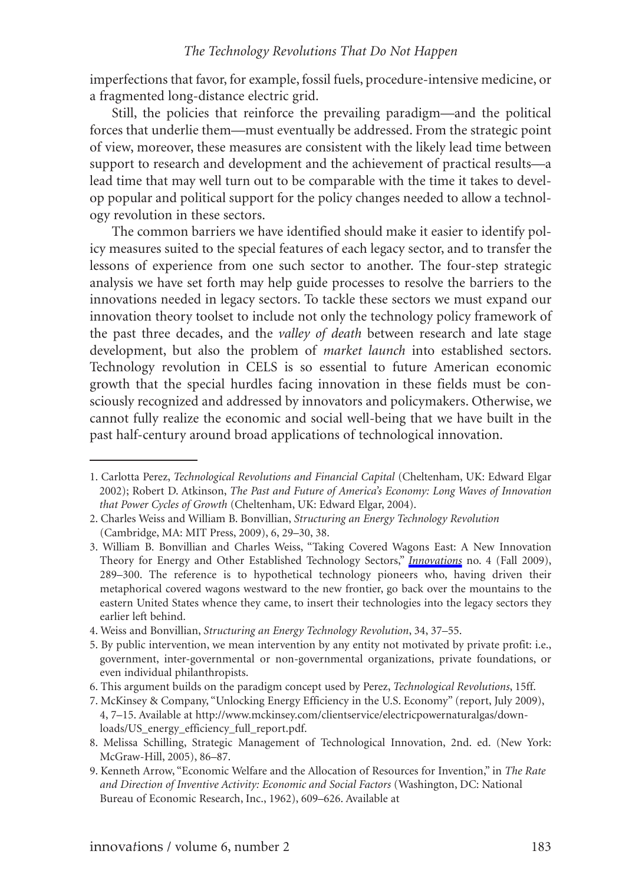imperfections that favor, for example, fossil fuels, procedure-intensive medicine, or a fragmented long-distance electric grid.

Still, the policies that reinforce the prevailing paradigm—and the political forces that underlie them—must eventually be addressed. From the strategic point of view, moreover, these measures are consistent with the likely lead time between support to research and development and the achievement of practical results—a lead time that may well turn out to be comparable with the time it takes to develop popular and political support for the policy changes needed to allow a technology revolution in these sectors.

The common barriers we have identified should make it easier to identify policy measures suited to the special features of each legacy sector, and to transfer the lessons of experience from one such sector to another. The four-step strategic analysis we have set forth may help guide processes to resolve the barriers to the innovations needed in legacy sectors. To tackle these sectors we must expand our innovation theory toolset to include not only the technology policy framework of the past three decades, and the *valley of death* between research and late stage development, but also the problem of *market launch* into established sectors. Technology revolution in CELS is so essential to future American economic growth that the special hurdles facing innovation in these fields must be consciously recognized and addressed by innovators and policymakers. Otherwise, we cannot fully realize the economic and social well-being that we have built in the past half-century around broad applications of technological innovation.

---

1. Carlotta Perez, *Technological Revolutions and Financial Capital* (Cheltenham, UK: Edward Elgar 2002); Robert D. Atkinson, *The Past and Future of America's Economy: Long Waves of Innovation that Power Cycles of Growth* (Cheltenham, UK: Edward Elgar, 2004).
2. Charles Weiss and William B. Bonvillian, *Structuring an Energy Technology Revolution* (Cambridge, MA: MIT Press, 2009), 6, 29–30, 38.
3. William B. Bonvillian and Charles Weiss, "Taking Covered Wagons East: A New Innovation Theory for Energy and Other Established Technology Sectors," *Innovations* no. 4 (Fall 2009), 289–300. The reference is to hypothetical technology pioneers who, having driven their metaphorical covered wagons westward to the new frontier, go back over the mountains to the eastern United States whence they came, to insert their technologies into the legacy sectors they earlier left behind.
4. Weiss and Bonvillian, *Structuring an Energy Technology Revolution*, 34, 37–55.
5. By public intervention, we mean intervention by any entity not motivated by private profit: i.e., government, inter-governmental or non-governmental organizations, private foundations, or even individual philanthropists.
6. This argument builds on the paradigm concept used by Perez, *Technological Revolutions*, 15ff.
7. McKinsey & Company, "Unlocking Energy Efficiency in the U.S. Economy" (report, July 2009), 4, 7–15. Available at http://www.mckinsey.com/clientservice/electricpowernaturalgas/downloads/US_energy_efficiency_full_report.pdf.
8. Melissa Schilling, Strategic Management of Technological Innovation, 2nd. ed. (New York: McGraw-Hill, 2005), 86–87.
9. Kenneth Arrow, "Economic Welfare and the Allocation of Resources for Invention," in *The Rate and Direction of Inventive Activity: Economic and Social Factors* (Washington, DC: National Bureau of Economic Research, Inc., 1962), 609–626. Available at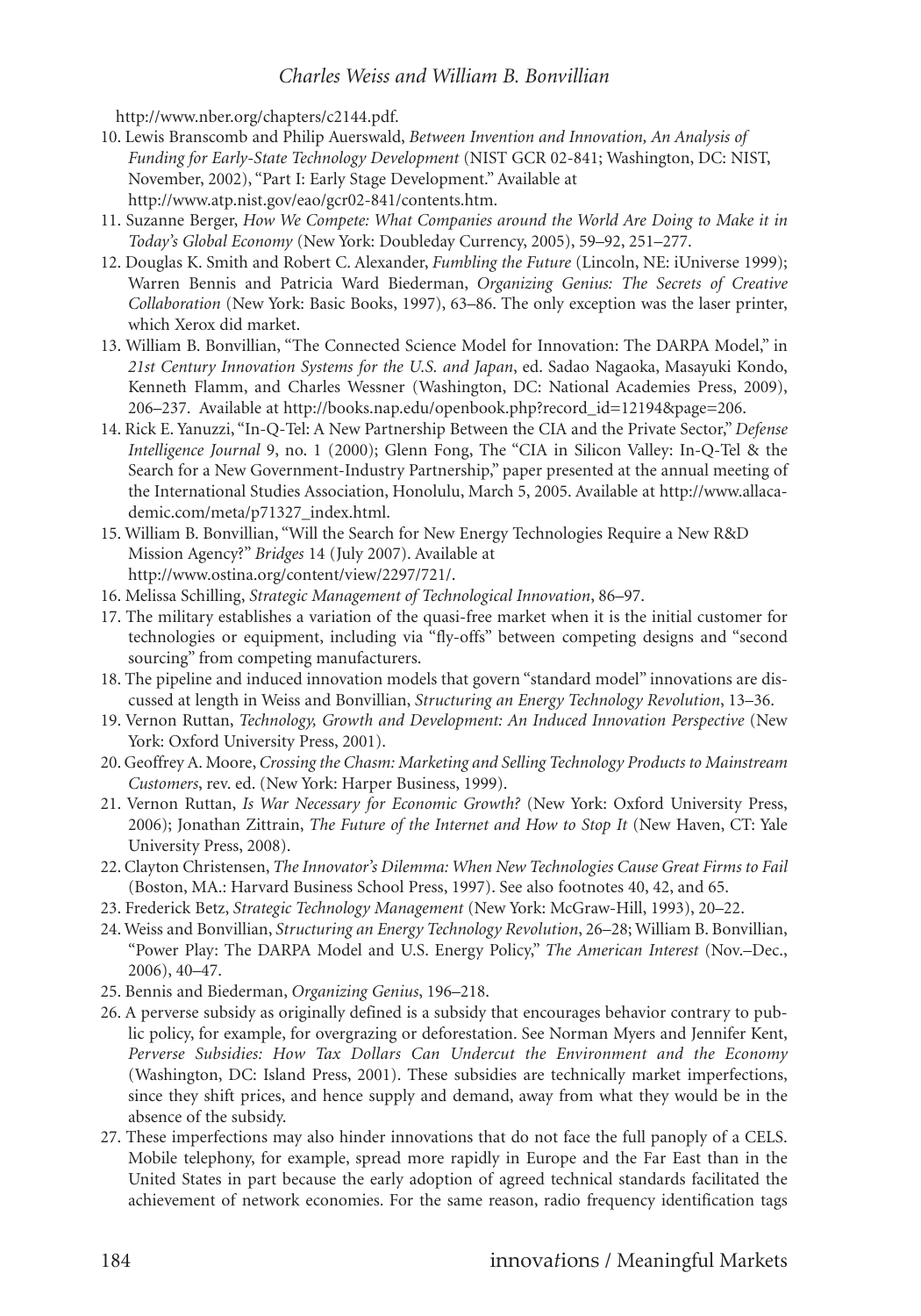http://www.nber.org/chapters/c2144.pdf.

10. Lewis Branscomb and Philip Auerswald, *Between Invention and Innovation, An Analysis of Funding for Early-State Technology Development* (NIST GCR 02-841; Washington, DC: NIST, November, 2002), "Part I: Early Stage Development." Available at http://www.atp.nist.gov/eao/gcr02-841/contents.htm.
11. Suzanne Berger, *How We Compete: What Companies around the World Are Doing to Make it in Today's Global Economy* (New York: Doubleday Currency, 2005), 59–92, 251–277.
12. Douglas K. Smith and Robert C. Alexander, *Fumbling the Future* (Lincoln, NE: iUniverse 1999); Warren Bennis and Patricia Ward Biederman, *Organizing Genius: The Secrets of Creative Collaboration* (New York: Basic Books, 1997), 63–86. The only exception was the laser printer, which Xerox did market.
13. William B. Bonvillian, "The Connected Science Model for Innovation: The DARPA Model," in *21st Century Innovation Systems for the U.S. and Japan*, ed. Sadao Nagaoka, Masayuki Kondo, Kenneth Flamm, and Charles Wessner (Washington, DC: National Academies Press, 2009), 206–237. Available at http://books.nap.edu/openbook.php?record_id=12194&page=206.
14. Rick E. Yanuzzi, "In-Q-Tel: A New Partnership Between the CIA and the Private Sector," *Defense Intelligence Journal* 9, no. 1 (2000); Glenn Fong, The "CIA in Silicon Valley: In-Q-Tel & the Search for a New Government-Industry Partnership," paper presented at the annual meeting of the International Studies Association, Honolulu, March 5, 2005. Available at http://www.allacademic.com/meta/p71327_index.html.
15. William B. Bonvillian, "Will the Search for New Energy Technologies Require a New R&D Mission Agency?" *Bridges* 14 (July 2007). Available at http://www.ostina.org/content/view/2297/721/.
16. Melissa Schilling, *Strategic Management of Technological Innovation*, 86–97.
17. The military establishes a variation of the quasi-free market when it is the initial customer for technologies or equipment, including via "fly-offs" between competing designs and "second sourcing" from competing manufacturers.
18. The pipeline and induced innovation models that govern "standard model" innovations are discussed at length in Weiss and Bonvillian, *Structuring an Energy Technology Revolution*, 13–36.
19. Vernon Ruttan, *Technology, Growth and Development: An Induced Innovation Perspective* (New York: Oxford University Press, 2001).
20. Geoffrey A. Moore, *Crossing the Chasm: Marketing and Selling Technology Products to Mainstream Customers*, rev. ed. (New York: Harper Business, 1999).
21. Vernon Ruttan, *Is War Necessary for Economic Growth?* (New York: Oxford University Press, 2006); Jonathan Zittrain, *The Future of the Internet and How to Stop It* (New Haven, CT: Yale University Press, 2008).
22. Clayton Christensen, *The Innovator's Dilemma: When New Technologies Cause Great Firms to Fail* (Boston, MA.: Harvard Business School Press, 1997). See also footnotes 40, 42, and 65.
23. Frederick Betz, *Strategic Technology Management* (New York: McGraw-Hill, 1993), 20–22.
24. Weiss and Bonvillian, *Structuring an Energy Technology Revolution*, 26–28; William B. Bonvillian, "Power Play: The DARPA Model and U.S. Energy Policy," *The American Interest* (Nov.–Dec., 2006), 40–47.
25. Bennis and Biederman, *Organizing Genius*, 196–218.
26. A perverse subsidy as originally defined is a subsidy that encourages behavior contrary to public policy, for example, for overgrazing or deforestation. See Norman Myers and Jennifer Kent, *Perverse Subsidies: How Tax Dollars Can Undercut the Environment and the Economy* (Washington, DC: Island Press, 2001). These subsidies are technically market imperfections, since they shift prices, and hence supply and demand, away from what they would be in the absence of the subsidy.
27. These imperfections may also hinder innovations that do not face the full panoply of a CELS. Mobile telephony, for example, spread more rapidly in Europe and the Far East than in the United States in part because the early adoption of agreed technical standards facilitated the achievement of network economies. For the same reason, radio frequency identification tags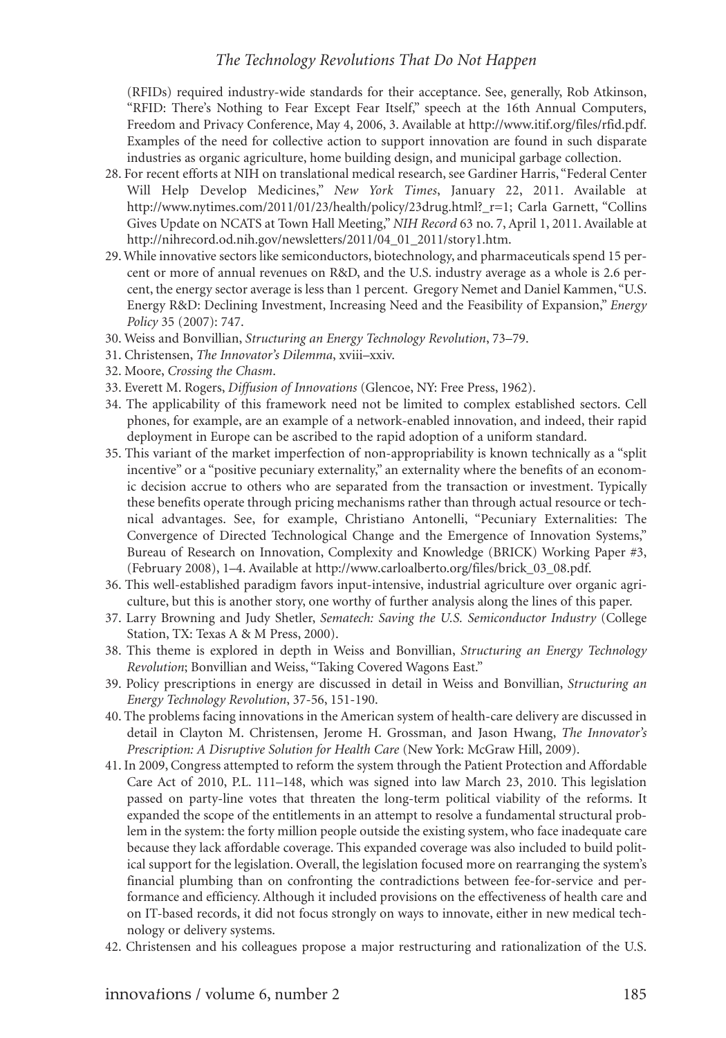(RFIDs) required industry-wide standards for their acceptance. See, generally, Rob Atkinson, "RFID: There's Nothing to Fear Except Fear Itself," speech at the 16th Annual Computers, Freedom and Privacy Conference, May 4, 2006, 3. Available at http://www.itif.org/files/rfid.pdf. Examples of the need for collective action to support innovation are found in such disparate industries as organic agriculture, home building design, and municipal garbage collection.

28. For recent efforts at NIH on translational medical research, see Gardiner Harris, "Federal Center Will Help Develop Medicines," *New York Times*, January 22, 2011. Available at http://www.nytimes.com/2011/01/23/health/policy/23drug.html?_r=1; Carla Garnett, "Collins Gives Update on NCATS at Town Hall Meeting," *NIH Record* 63 no. 7, April 1, 2011. Available at http://nihrecord.od.nih.gov/newsletters/2011/04_01_2011/story1.htm.
29. While innovative sectors like semiconductors, biotechnology, and pharmaceuticals spend 15 percent or more of annual revenues on R&D, and the U.S. industry average as a whole is 2.6 percent, the energy sector average is less than 1 percent. Gregory Nemet and Daniel Kammen, "U.S. Energy R&D: Declining Investment, Increasing Need and the Feasibility of Expansion," *Energy Policy* 35 (2007): 747.
30. Weiss and Bonvillian, *Structuring an Energy Technology Revolution*, 73–79.
31. Christensen, *The Innovator's Dilemma*, xviii–xxiv.
32. Moore, *Crossing the Chasm*.
33. Everett M. Rogers, *Diffusion of Innovations* (Glencoe, NY: Free Press, 1962).
34. The applicability of this framework need not be limited to complex established sectors. Cell phones, for example, are an example of a network-enabled innovation, and indeed, their rapid deployment in Europe can be ascribed to the rapid adoption of a uniform standard.
35. This variant of the market imperfection of non-appropriability is known technically as a "split incentive" or a "positive pecuniary externality," an externality where the benefits of an economic decision accrue to others who are separated from the transaction or investment. Typically these benefits operate through pricing mechanisms rather than through actual resource or technical advantages. See, for example, Christiano Antonelli, "Pecuniary Externalities: The Convergence of Directed Technological Change and the Emergence of Innovation Systems," Bureau of Research on Innovation, Complexity and Knowledge (BRICK) Working Paper #3, (February 2008), 1–4. Available at http://www.carloalberto.org/files/brick_03_08.pdf.
36. This well-established paradigm favors input-intensive, industrial agriculture over organic agriculture, but this is another story, one worthy of further analysis along the lines of this paper.
37. Larry Browning and Judy Shetler, *Sematech: Saving the U.S. Semiconductor Industry* (College Station, TX: Texas A & M Press, 2000).
38. This theme is explored in depth in Weiss and Bonvillian, *Structuring an Energy Technology Revolution*; Bonvillian and Weiss, "Taking Covered Wagons East."
39. Policy prescriptions in energy are discussed in detail in Weiss and Bonvillian, *Structuring an Energy Technology Revolution*, 37-56, 151-190.
40. The problems facing innovations in the American system of health-care delivery are discussed in detail in Clayton M. Christensen, Jerome H. Grossman, and Jason Hwang, *The Innovator's Prescription: A Disruptive Solution for Health Care* (New York: McGraw Hill, 2009).
41. In 2009, Congress attempted to reform the system through the Patient Protection and Affordable Care Act of 2010, P.L. 111–148, which was signed into law March 23, 2010. This legislation passed on party-line votes that threaten the long-term political viability of the reforms. It expanded the scope of the entitlements in an attempt to resolve a fundamental structural problem in the system: the forty million people outside the existing system, who face inadequate care because they lack affordable coverage. This expanded coverage was also included to build political support for the legislation. Overall, the legislation focused more on rearranging the system's financial plumbing than on confronting the contradictions between fee-for-service and performance and efficiency. Although it included provisions on the effectiveness of health care and on IT-based records, it did not focus strongly on ways to innovate, either in new medical technology or delivery systems.
42. Christensen and his colleagues propose a major restructuring and rationalization of the U.S.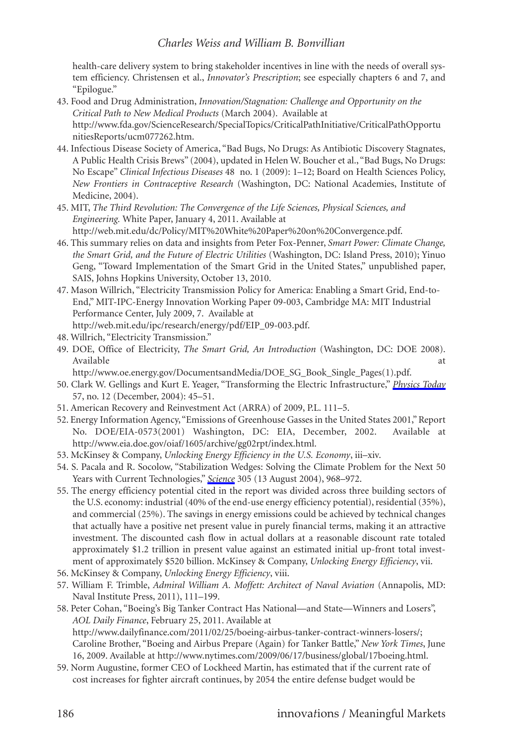health-care delivery system to bring stakeholder incentives in line with the needs of overall system efficiency. Christensen et al., *Innovator's Prescription*; see especially chapters 6 and 7, and "Epilogue."

43. Food and Drug Administration, *Innovation/Stagnation: Challenge and Opportunity on the Critical Path to New Medical Products* (March 2004). Available at http://www.fda.gov/ScienceResearch/SpecialTopics/CriticalPathInitiative/CriticalPathOpportunitiesReports/ucm077262.htm.
44. Infectious Disease Society of America, "Bad Bugs, No Drugs: As Antibiotic Discovery Stagnates, A Public Health Crisis Brews" (2004), updated in Helen W. Boucher et al., "Bad Bugs, No Drugs: No Escape" *Clinical Infectious Diseases* 48 no. 1 (2009): 1–12; Board on Health Sciences Policy, *New Frontiers in Contraceptive Research* (Washington, DC: National Academies, Institute of Medicine, 2004).
45. MIT, *The Third Revolution: The Convergence of the Life Sciences, Physical Sciences, and Engineering.* White Paper, January 4, 2011. Available at http://web.mit.edu/dc/Policy/MIT%20White%20Paper%20on%20Convergence.pdf.
46. This summary relies on data and insights from Peter Fox-Penner, *Smart Power: Climate Change, the Smart Grid, and the Future of Electric Utilities* (Washington, DC: Island Press, 2010); Yinuo Geng, "Toward Implementation of the Smart Grid in the United States," unpublished paper, SAIS, Johns Hopkins University, October 13, 2010.
47. Mason Willrich, "Electricity Transmission Policy for America: Enabling a Smart Grid, End-to-End," MIT-IPC-Energy Innovation Working Paper 09-003, Cambridge MA: MIT Industrial Performance Center, July 2009, 7. Available at http://web.mit.edu/ipc/research/energy/pdf/EIP_09-003.pdf.
48. Willrich, "Electricity Transmission."
49. DOE, Office of Electricity, *The Smart Grid, An Introduction* (Washington, DC: DOE 2008). Available at http://www.oe.energy.gov/DocumentsandMedia/DOE_SG_Book_Single_Pages(1).pdf.
50. Clark W. Gellings and Kurt E. Yeager, "Transforming the Electric Infrastructure," *Physics Today* 57, no. 12 (December, 2004): 45–51.
51. American Recovery and Reinvestment Act (ARRA) of 2009, P.L. 111–5.
52. Energy Information Agency, "Emissions of Greenhouse Gasses in the United States 2001," Report No. DOE/EIA-0573(2001) Washington, DC: EIA, December, 2002. Available at http://www.eia.doe.gov/oiaf/1605/archive/gg02rpt/index.html.
53. McKinsey & Company, *Unlocking Energy Efficiency in the U.S. Economy*, iii–xiv.
54. S. Pacala and R. Socolow, "Stabilization Wedges: Solving the Climate Problem for the Next 50 Years with Current Technologies," *Science* 305 (13 August 2004), 968–972.
55. The energy efficiency potential cited in the report was divided across three building sectors of the U.S. economy: industrial (40% of the end-use energy efficiency potential), residential (35%), and commercial (25%). The savings in energy emissions could be achieved by technical changes that actually have a positive net present value in purely financial terms, making it an attractive investment. The discounted cash flow in actual dollars at a reasonable discount rate totaled approximately $1.2 trillion in present value against an estimated initial up-front total investment of approximately $520 billion. McKinsey & Company, *Unlocking Energy Efficiency*, vii.
56. McKinsey & Company, *Unlocking Energy Efficiency*, viii.
57. William F. Trimble, *Admiral William A. Moffett: Architect of Naval Aviation* (Annapolis, MD: Naval Institute Press, 2011), 111–199.
58. Peter Cohan, "Boeing's Big Tanker Contract Has National—and State—Winners and Losers", *AOL Daily Finance*, February 25, 2011. Available at http://www.dailyfinance.com/2011/02/25/boeing-airbus-tanker-contract-winners-losers/; Caroline Brother, "Boeing and Airbus Prepare (Again) for Tanker Battle," *New York Times*, June 16, 2009. Available at http://www.nytimes.com/2009/06/17/business/global/17boeing.html.
59. Norm Augustine, former CEO of Lockheed Martin, has estimated that if the current rate of cost increases for fighter aircraft continues, by 2054 the entire defense budget would be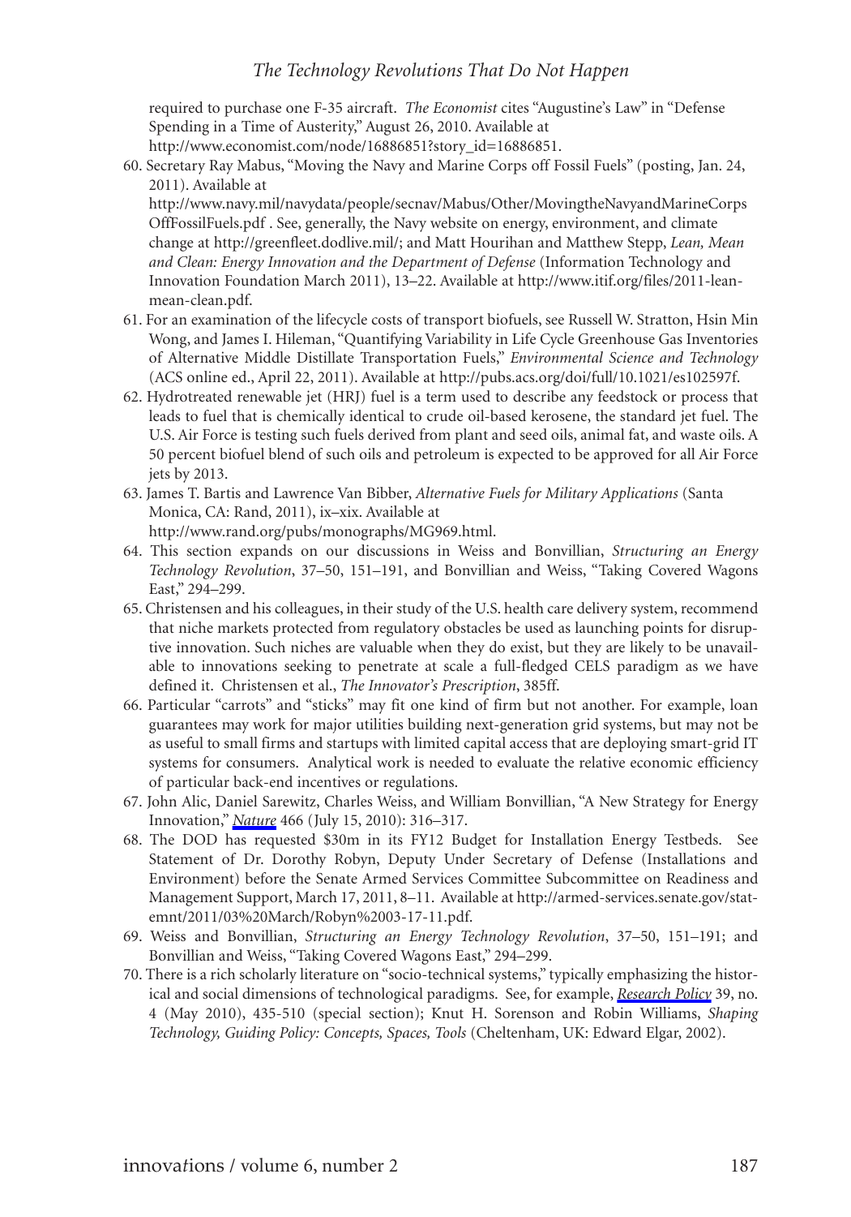required to purchase one F-35 aircraft. *The Economist* cites "Augustine's Law" in "Defense Spending in a Time of Austerity," August 26, 2010. Available at http://www.economist.com/node/16886851?story_id=16886851.

60. Secretary Ray Mabus, "Moving the Navy and Marine Corps off Fossil Fuels" (posting, Jan. 24, 2011). Available at http://www.navy.mil/navydata/people/secnav/Mabus/Other/MovingtheNavyandMarineCorpsOffFossilFuels.pdf . See, generally, the Navy website on energy, environment, and climate change at http://greenfleet.dodlive.mil/; and Matt Hourihan and Matthew Stepp, *Lean, Mean and Clean: Energy Innovation and the Department of Defense* (Information Technology and Innovation Foundation March 2011), 13–22. Available at http://www.itif.org/files/2011-lean-mean-clean.pdf.
61. For an examination of the lifecycle costs of transport biofuels, see Russell W. Stratton, Hsin Min Wong, and James I. Hileman, "Quantifying Variability in Life Cycle Greenhouse Gas Inventories of Alternative Middle Distillate Transportation Fuels," *Environmental Science and Technology* (ACS online ed., April 22, 2011). Available at http://pubs.acs.org/doi/full/10.1021/es102597f.
62. Hydrotreated renewable jet (HRJ) fuel is a term used to describe any feedstock or process that leads to fuel that is chemically identical to crude oil-based kerosene, the standard jet fuel. The U.S. Air Force is testing such fuels derived from plant and seed oils, animal fat, and waste oils. A 50 percent biofuel blend of such oils and petroleum is expected to be approved for all Air Force jets by 2013.
63. James T. Bartis and Lawrence Van Bibber, *Alternative Fuels for Military Applications* (Santa Monica, CA: Rand, 2011), ix–xix. Available at http://www.rand.org/pubs/monographs/MG969.html.
64. This section expands on our discussions in Weiss and Bonvillian, *Structuring an Energy Technology Revolution*, 37–50, 151–191, and Bonvillian and Weiss, "Taking Covered Wagons East," 294–299.
65. Christensen and his colleagues, in their study of the U.S. health care delivery system, recommend that niche markets protected from regulatory obstacles be used as launching points for disruptive innovation. Such niches are valuable when they do exist, but they are likely to be unavailable to innovations seeking to penetrate at scale a full-fledged CELS paradigm as we have defined it. Christensen et al., *The Innovator's Prescription*, 385ff.
66. Particular "carrots" and "sticks" may fit one kind of firm but not another. For example, loan guarantees may work for major utilities building next-generation grid systems, but may not be as useful to small firms and startups with limited capital access that are deploying smart-grid IT systems for consumers. Analytical work is needed to evaluate the relative economic efficiency of particular back-end incentives or regulations.
67. John Alic, Daniel Sarewitz, Charles Weiss, and William Bonvillian, "A New Strategy for Energy Innovation," *Nature* 466 (July 15, 2010): 316–317.
68. The DOD has requested $30m in its FY12 Budget for Installation Energy Testbeds. See Statement of Dr. Dorothy Robyn, Deputy Under Secretary of Defense (Installations and Environment) before the Senate Armed Services Committee Subcommittee on Readiness and Management Support, March 17, 2011, 8–11. Available at http://armed-services.senate.gov/statemnt/2011/03%20March/Robyn%2003-17-11.pdf.
69. Weiss and Bonvillian, *Structuring an Energy Technology Revolution*, 37–50, 151–191; and Bonvillian and Weiss, "Taking Covered Wagons East," 294–299.
70. There is a rich scholarly literature on "socio-technical systems," typically emphasizing the historical and social dimensions of technological paradigms. See, for example, *Research Policy* 39, no. 4 (May 2010), 435-510 (special section); Knut H. Sorenson and Robin Williams, *Shaping Technology, Guiding Policy: Concepts, Spaces, Tools* (Cheltenham, UK: Edward Elgar, 2002).